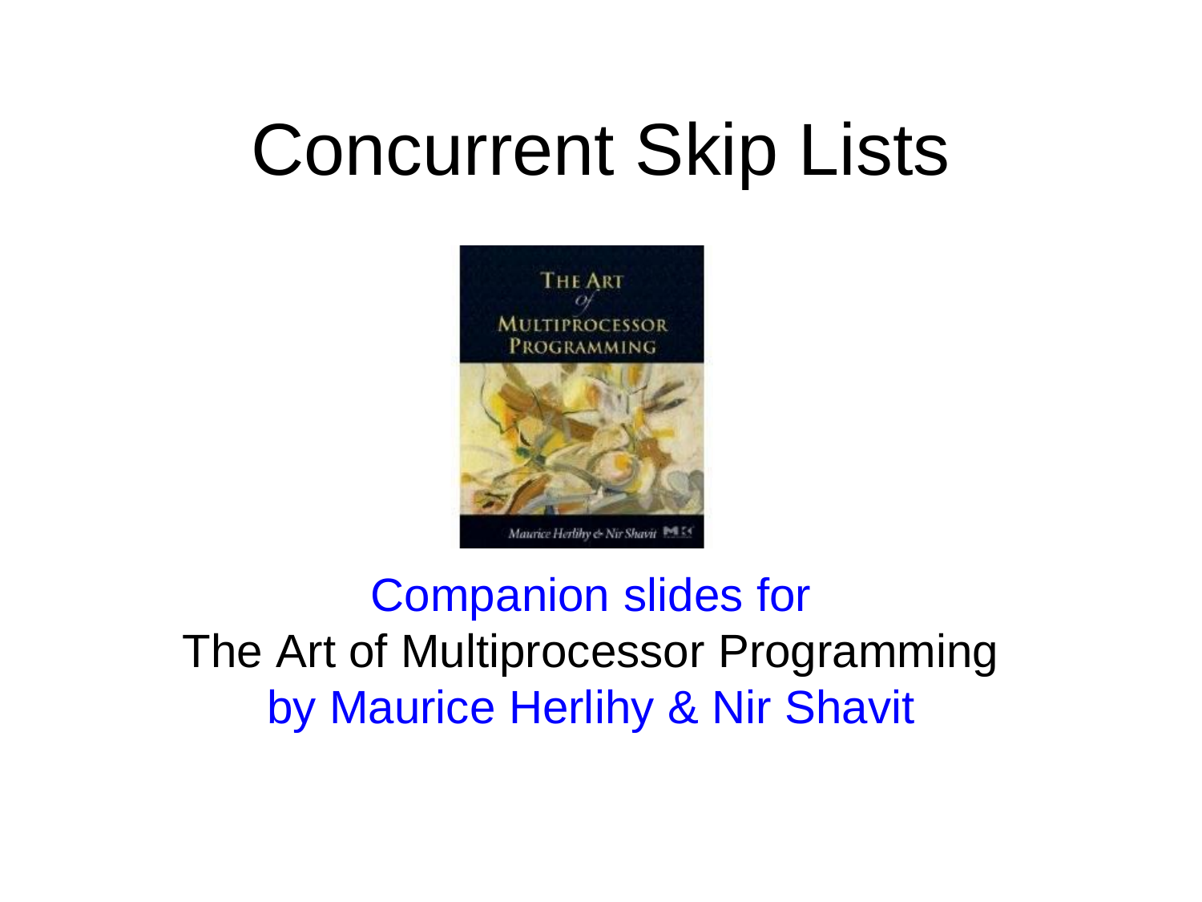# Concurrent Skip Lists

Companion slides for
The Art of Multiprocessor Programming
by Maurice Herlihy & Nir Shavit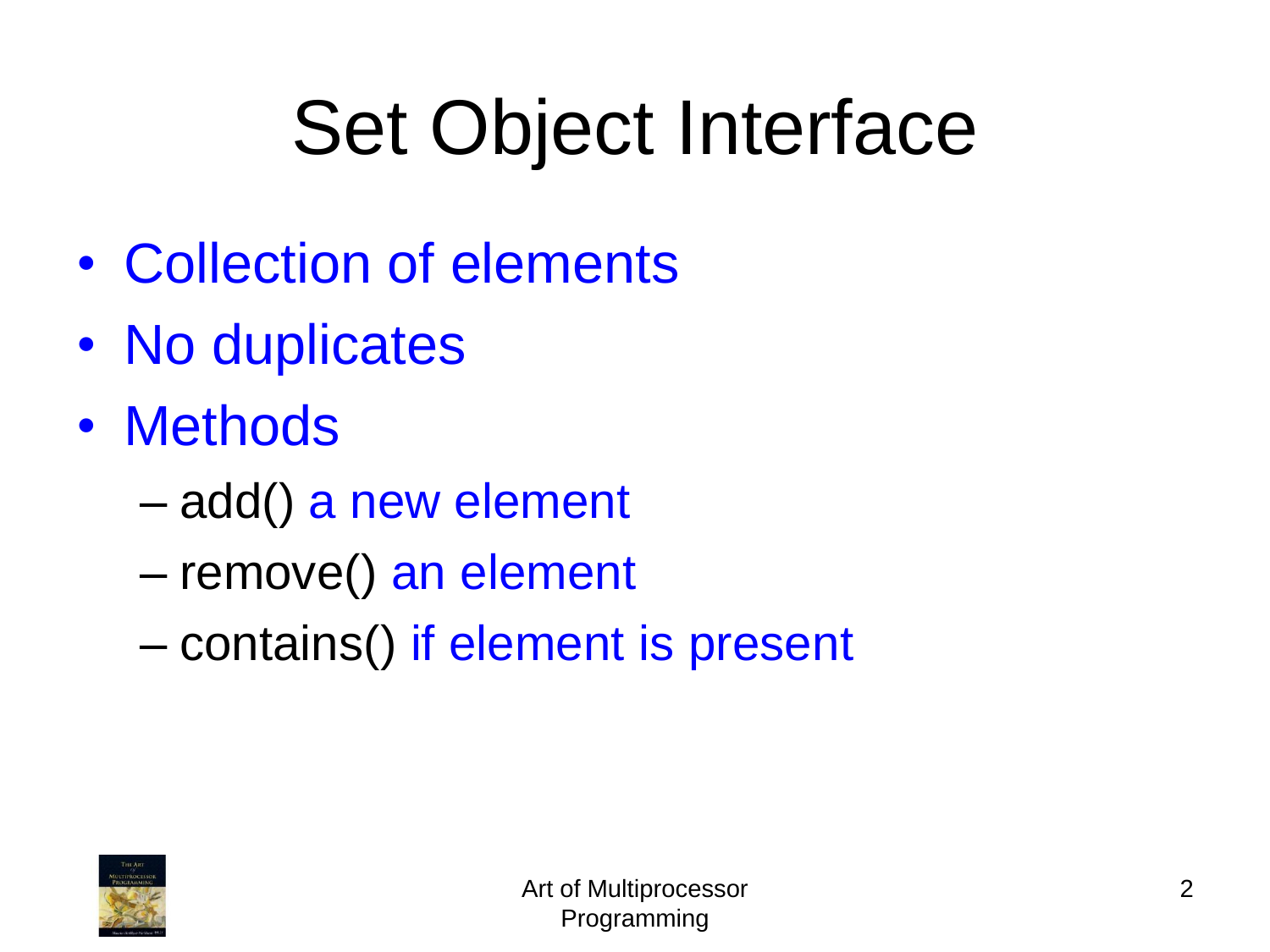# Set Object Interface

- Collection of elements
- No duplicates
- Methods
  - add() a new element
  - remove() an element
  - contains() if element is present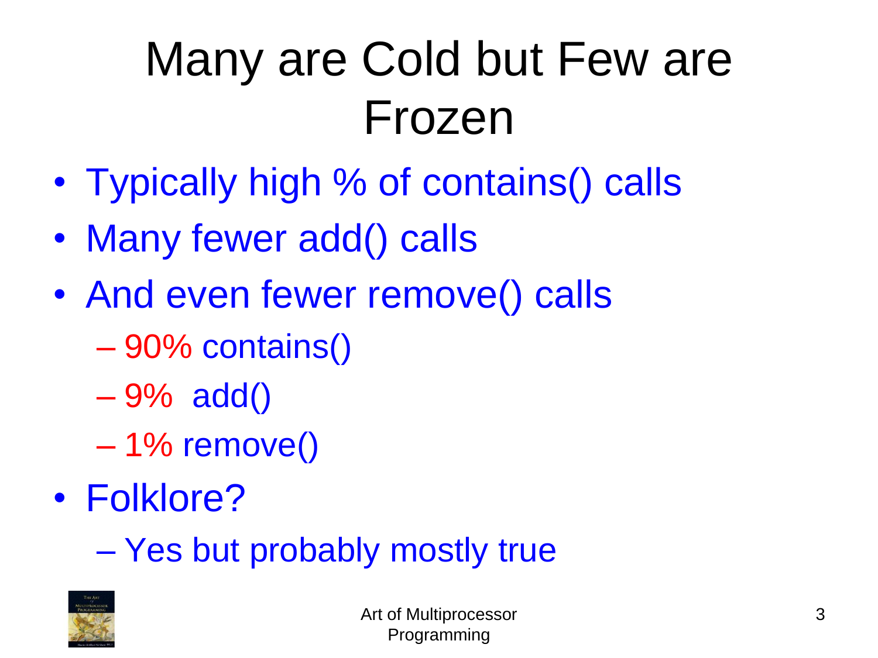# Many are Cold but Few are Frozen

- Typically high % of contains() calls
- Many fewer add() calls
- And even fewer remove() calls
  - 90% contains()
  - 9% add()
  - 1% remove()
- Folklore?
  - Yes but probably mostly true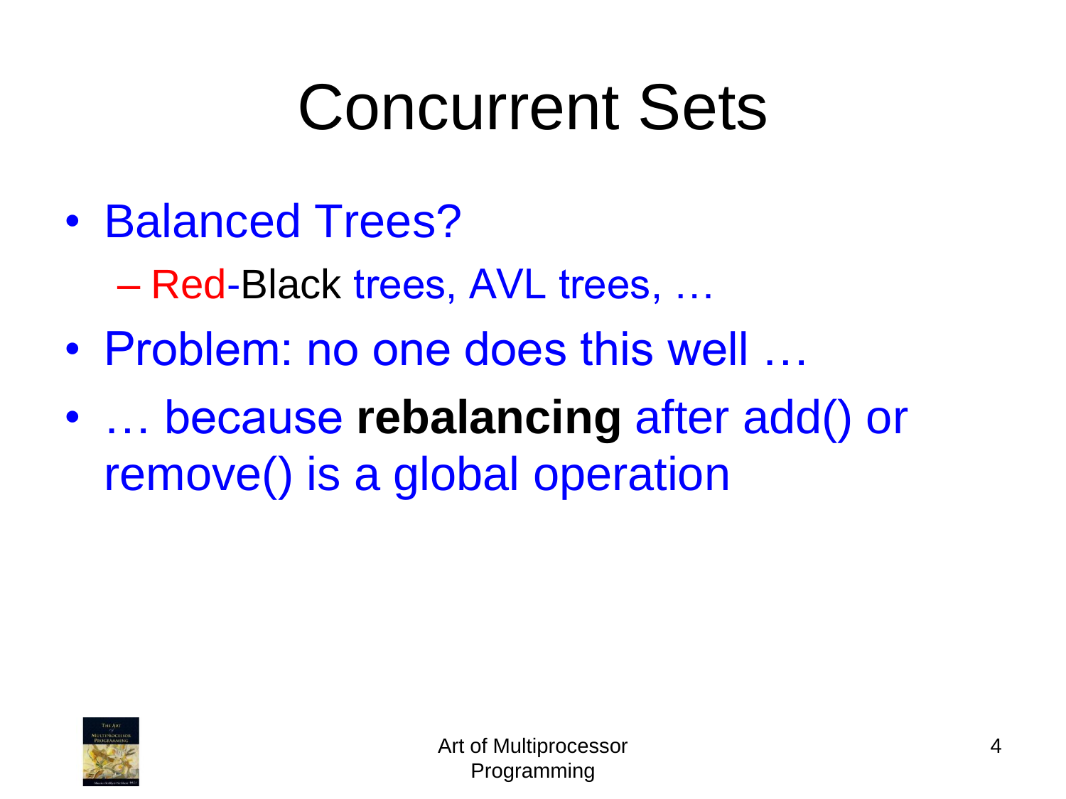# Concurrent Sets

- Balanced Trees?
  - Red-Black trees, AVL trees, …
- Problem: no one does this well …
- … because **rebalancing** after add() or remove() is a global operation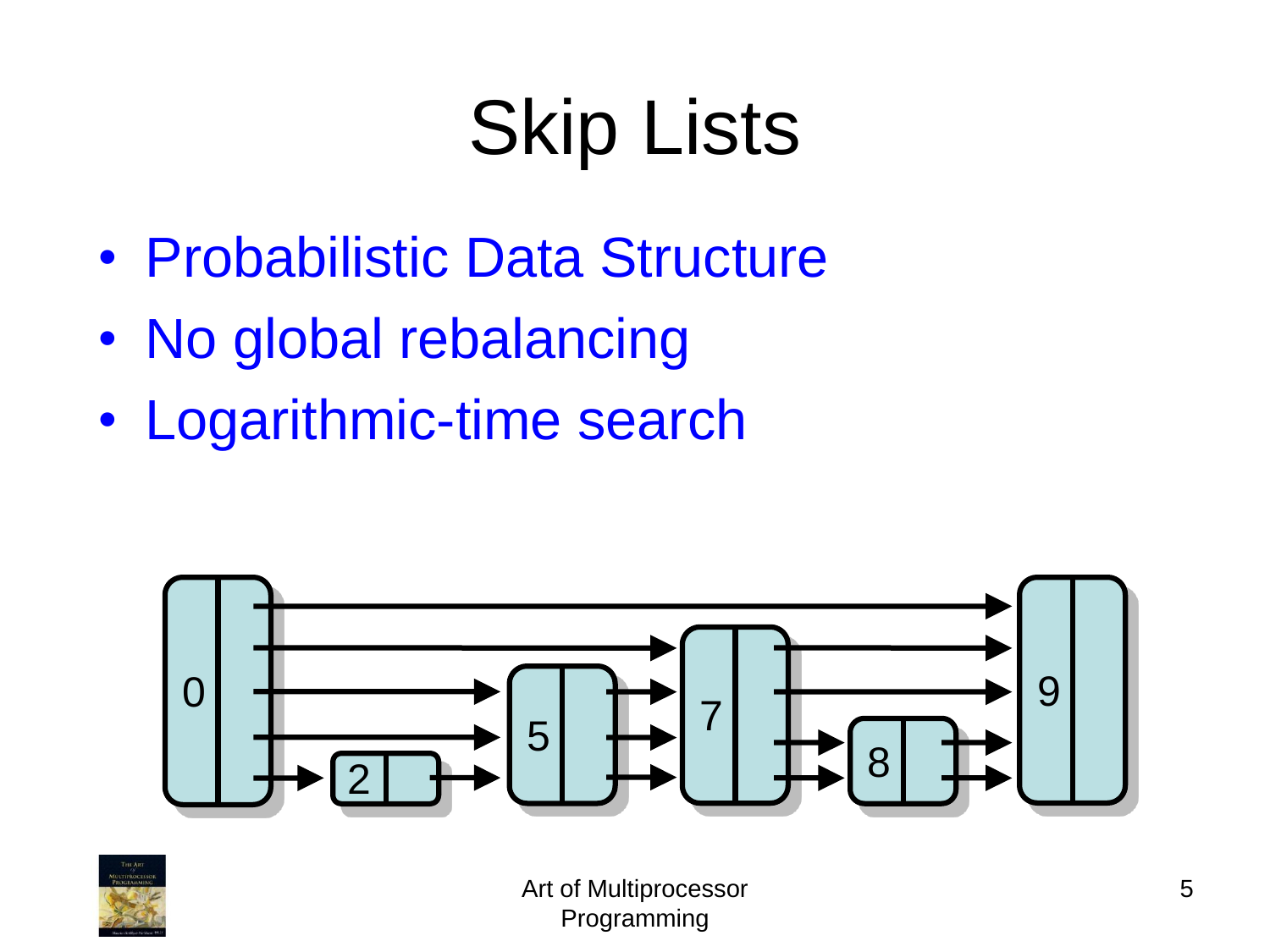# Skip Lists

- Probabilistic Data Structure
- No global rebalancing
- Logarithmic-time search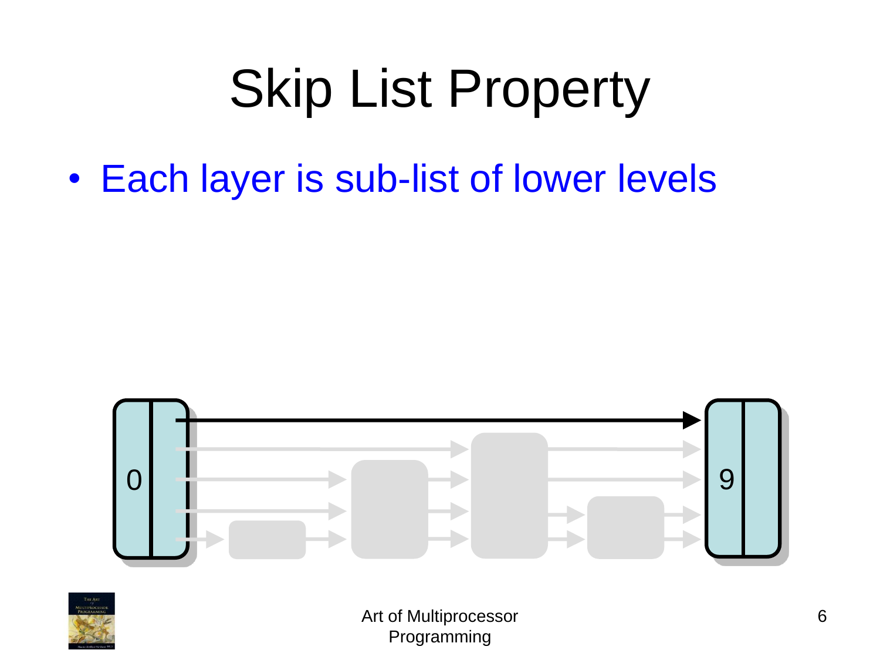# Skip List Property

- Each layer is sub-list of lower levels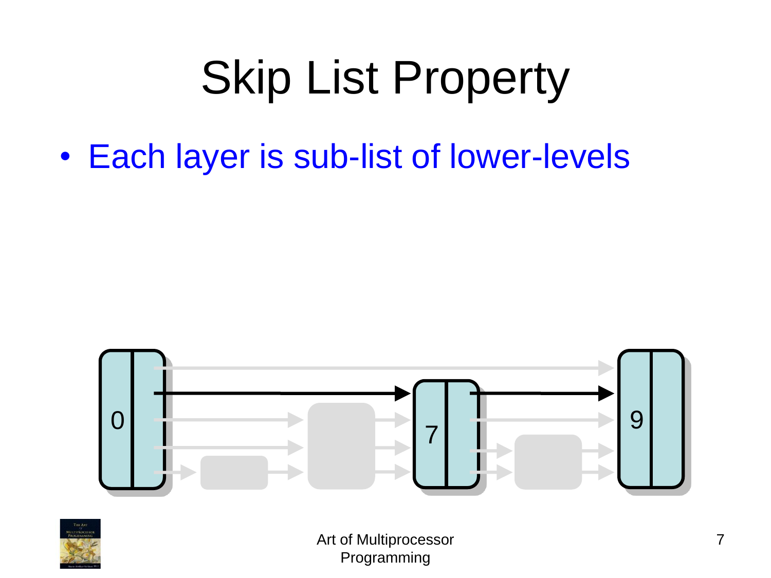# Skip List Property

- Each layer is sub-list of lower-levels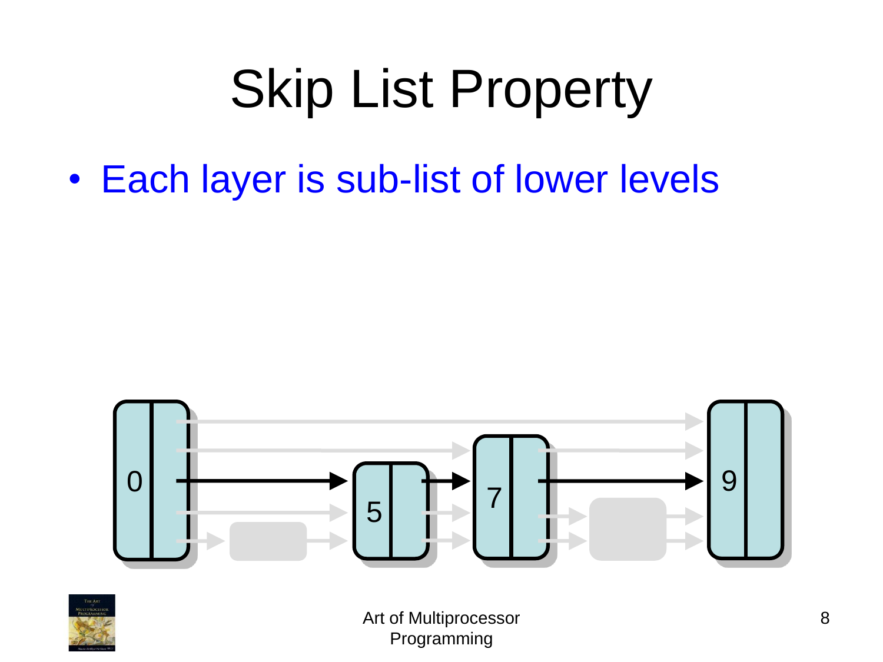# Skip List Property

- Each layer is sub-list of lower levels

0 5 7 9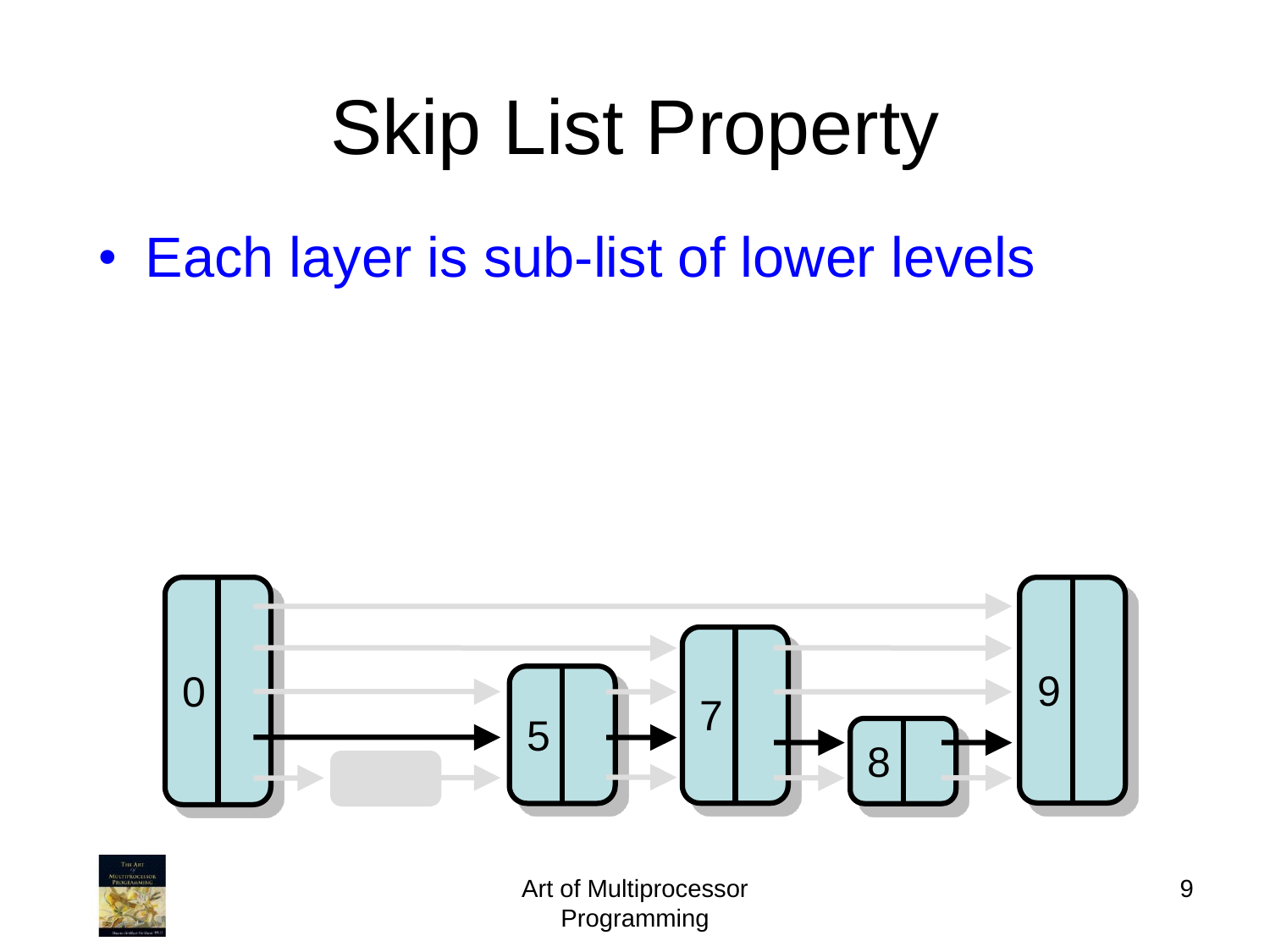# Skip List Property

- Each layer is sub-list of lower levels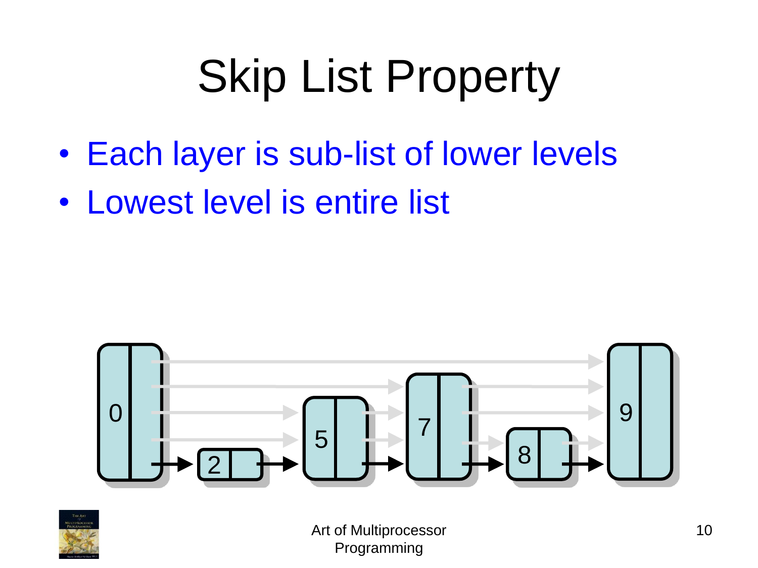# Skip List Property

- Each layer is sub-list of lower levels
- Lowest level is entire list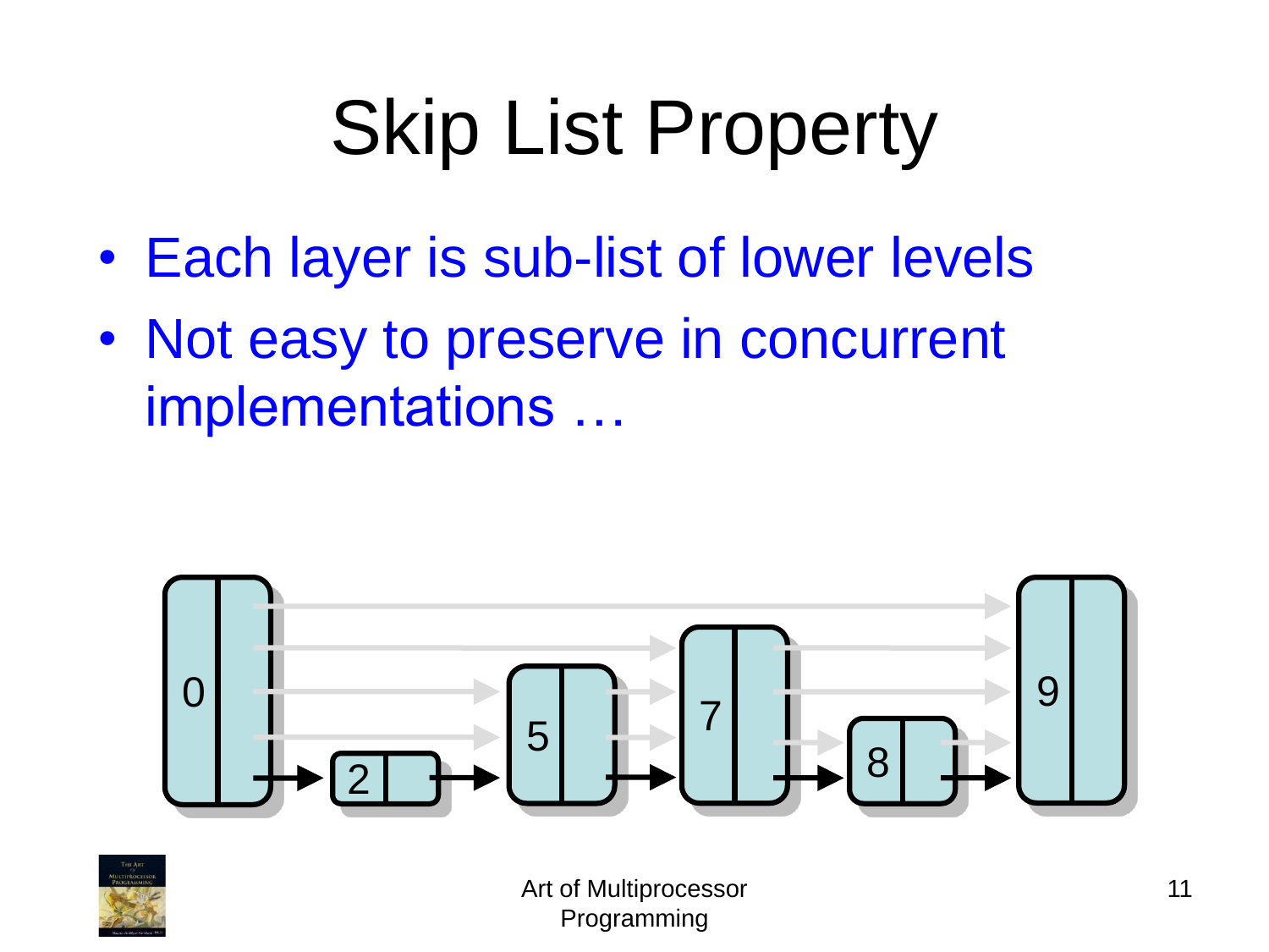# Skip List Property

- Each layer is sub-list of lower levels
- Not easy to preserve in concurrent implementations …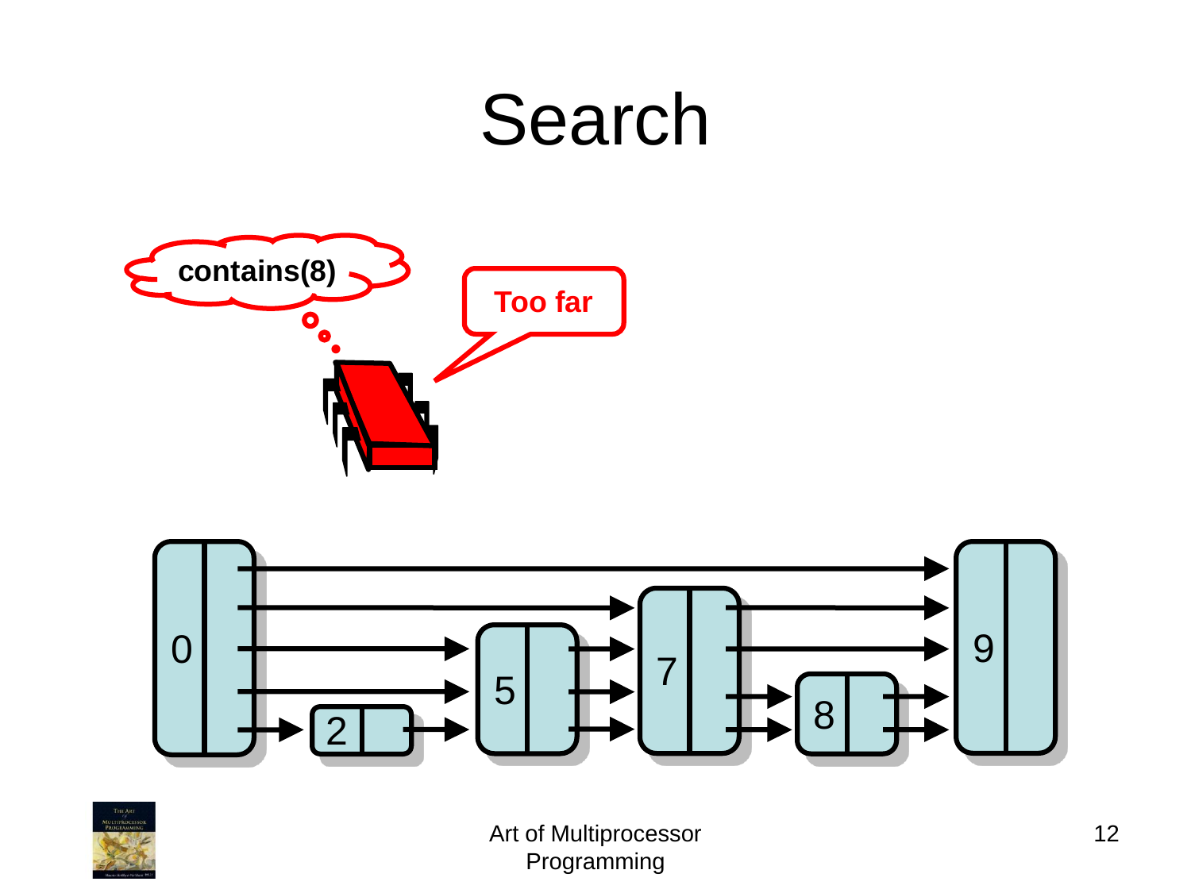# Search

contains(8)

Too far

0 2 5 7 8 9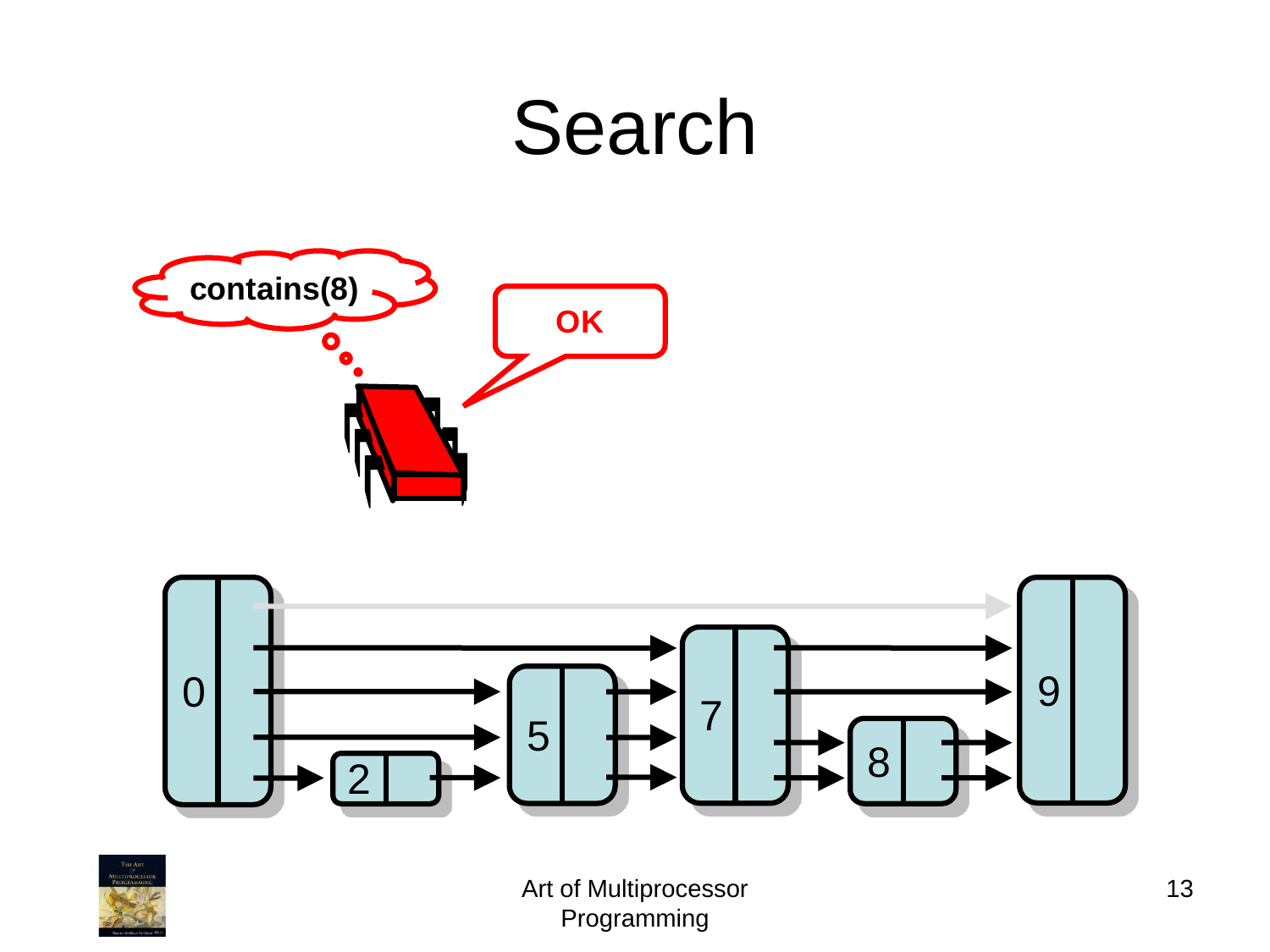# Search

contains(8)

OK

0 2 5 7 8 9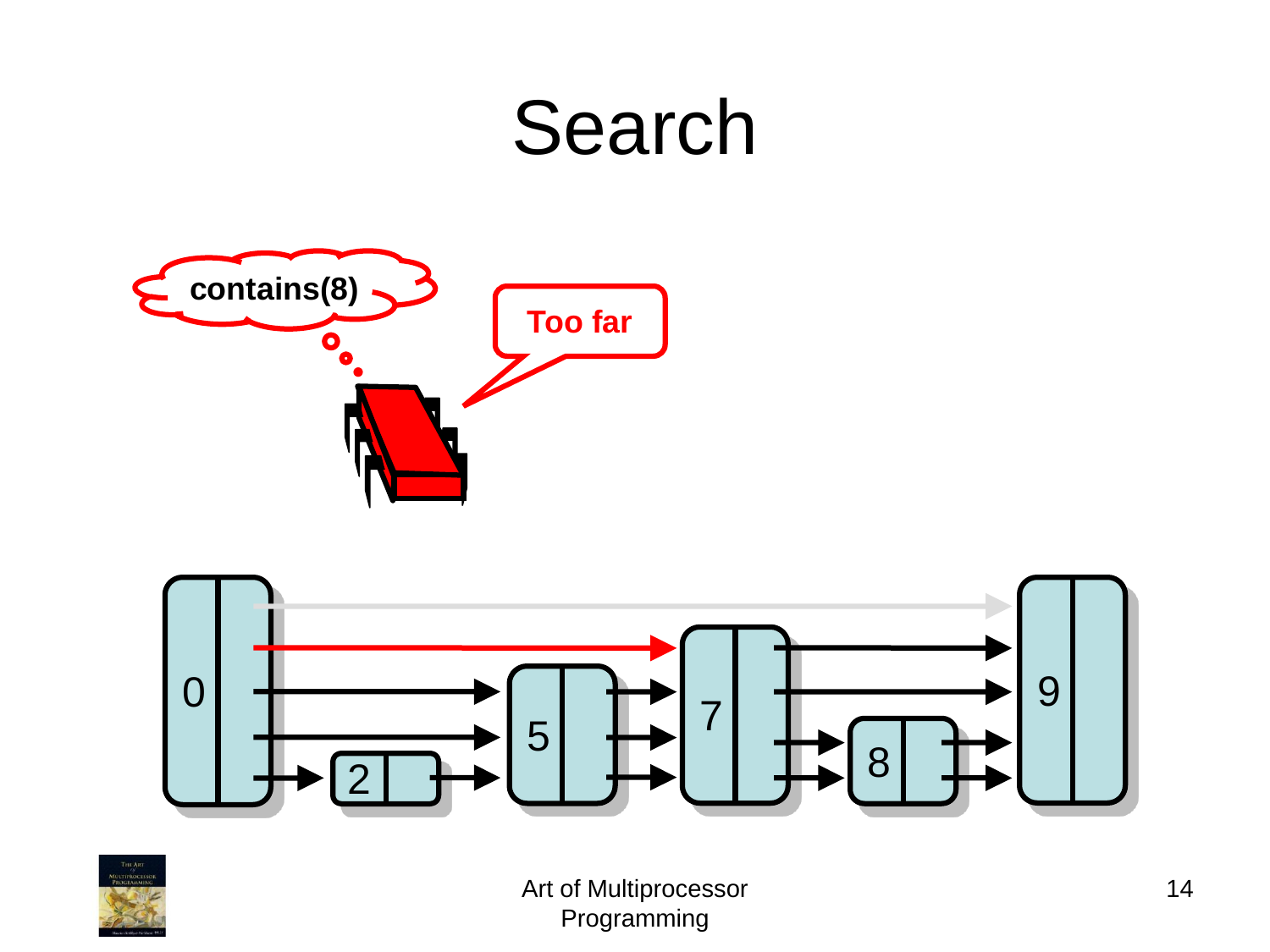# Search

contains(8)

Too far

0

2

5

7

8

9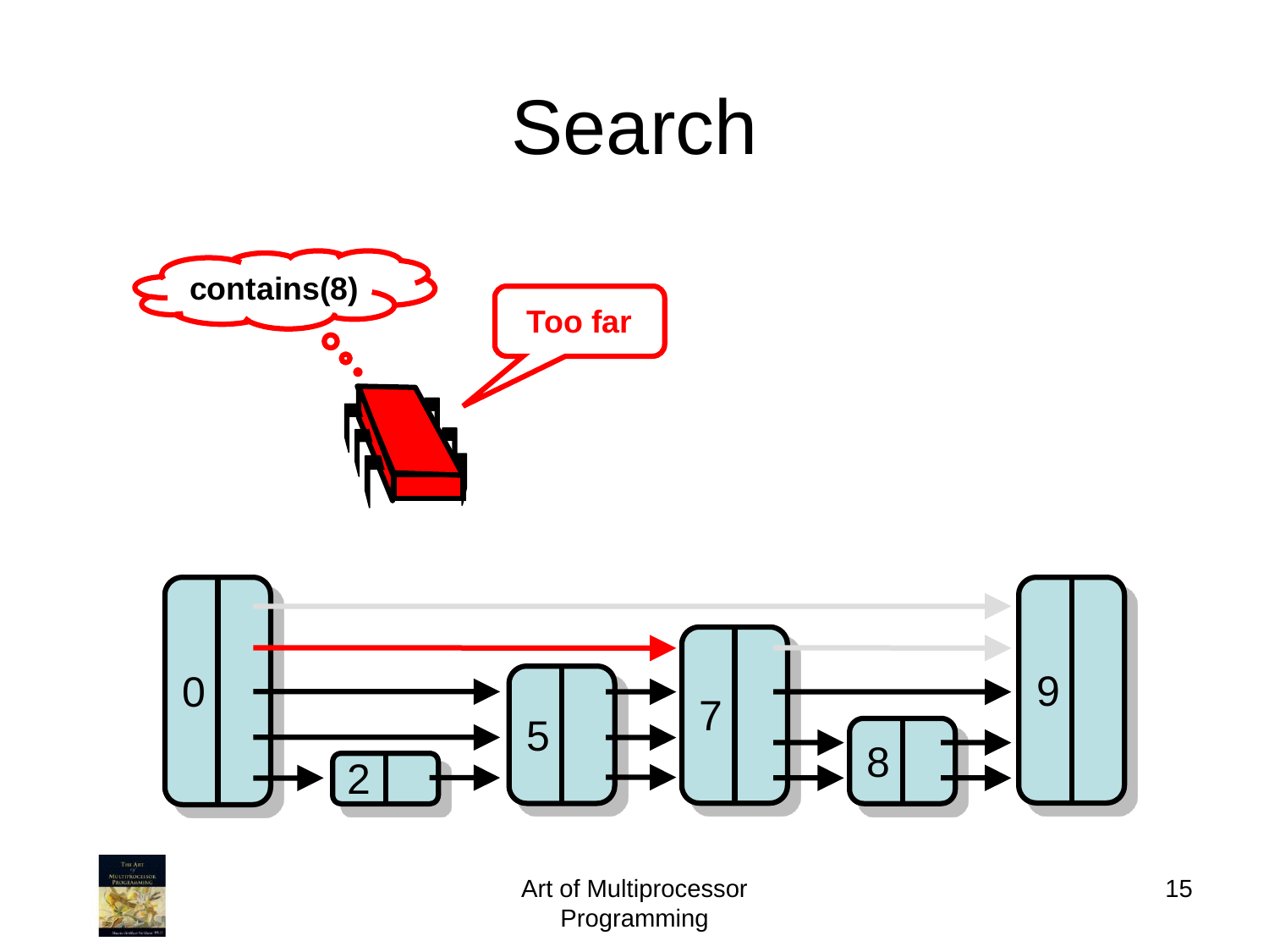# Search

contains(8)

Too far

0 2 5 7 8 9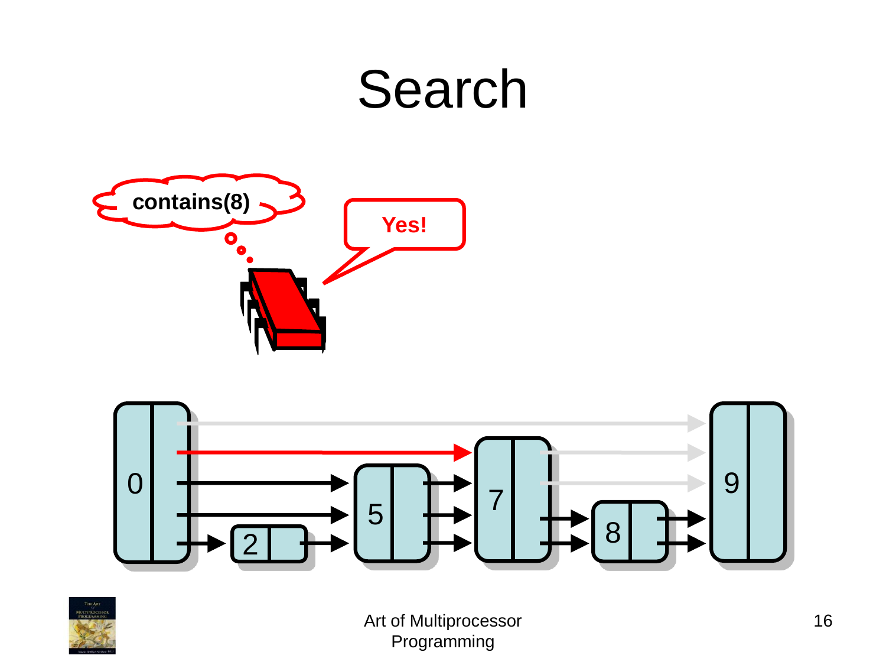# Search

contains(8)

Yes!

0

2

5

7

8

9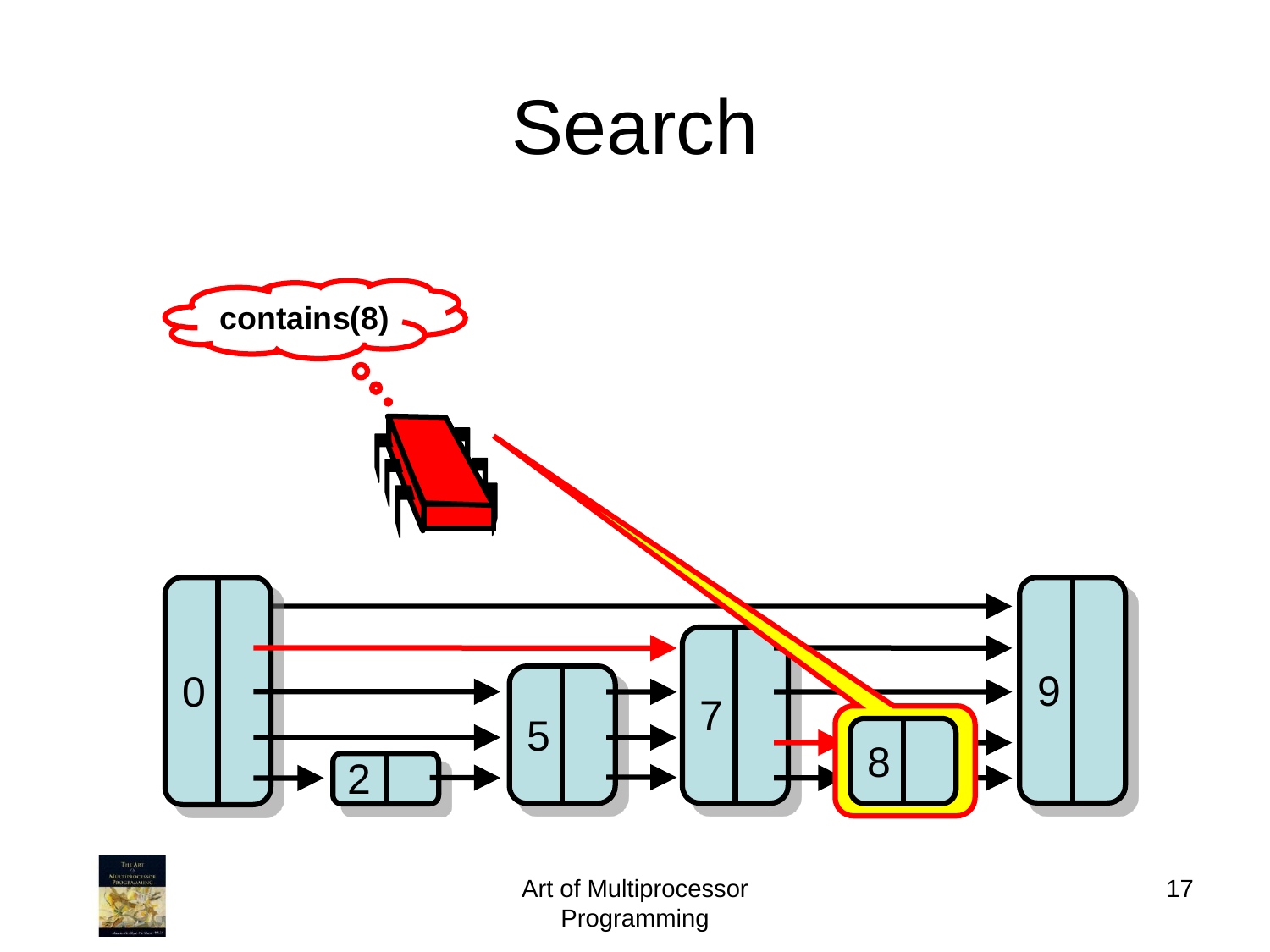# Search

contains(8)

0 2 5 7 8 9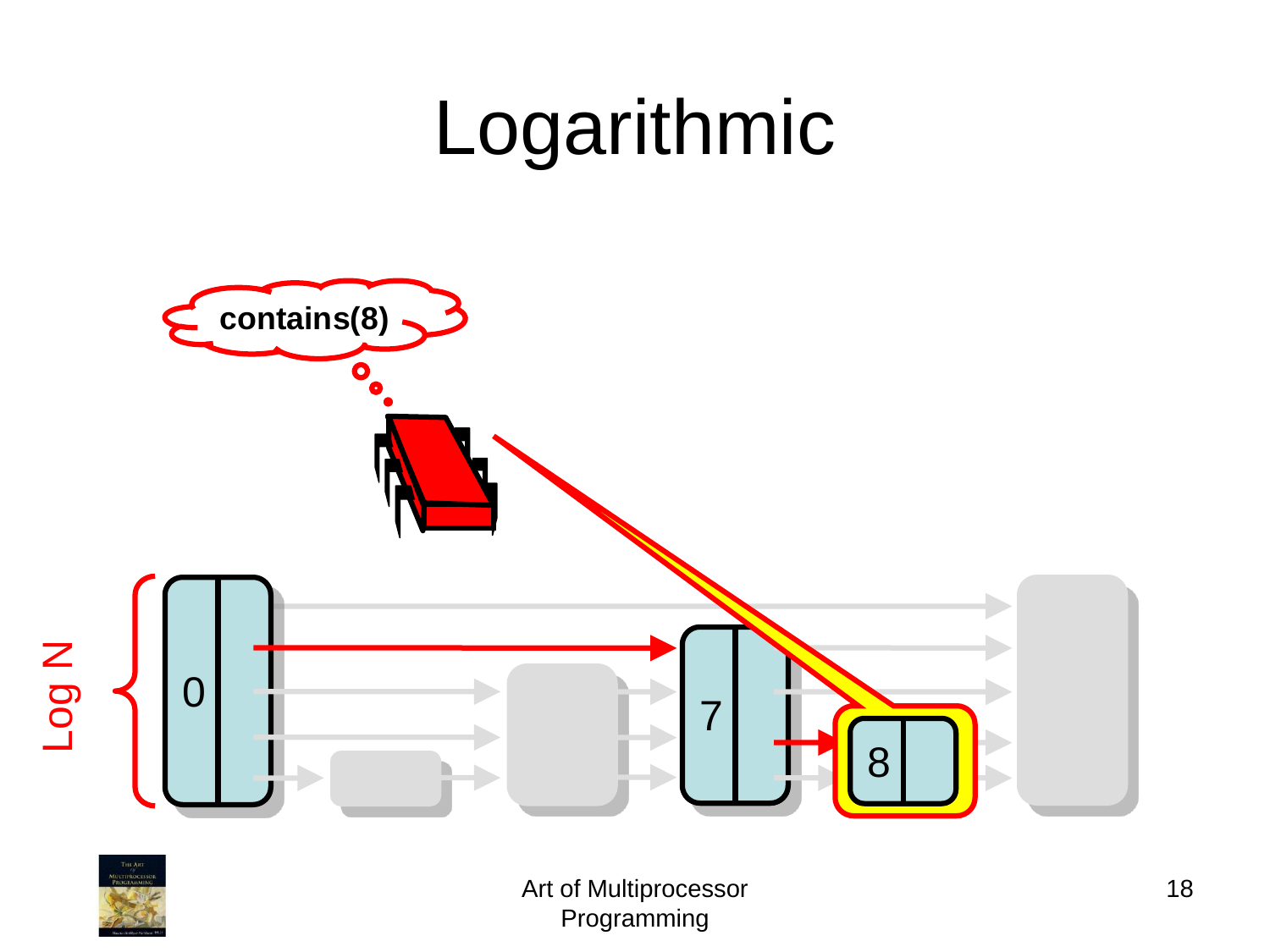# Logarithmic

contains(8)

Log N

0

7

8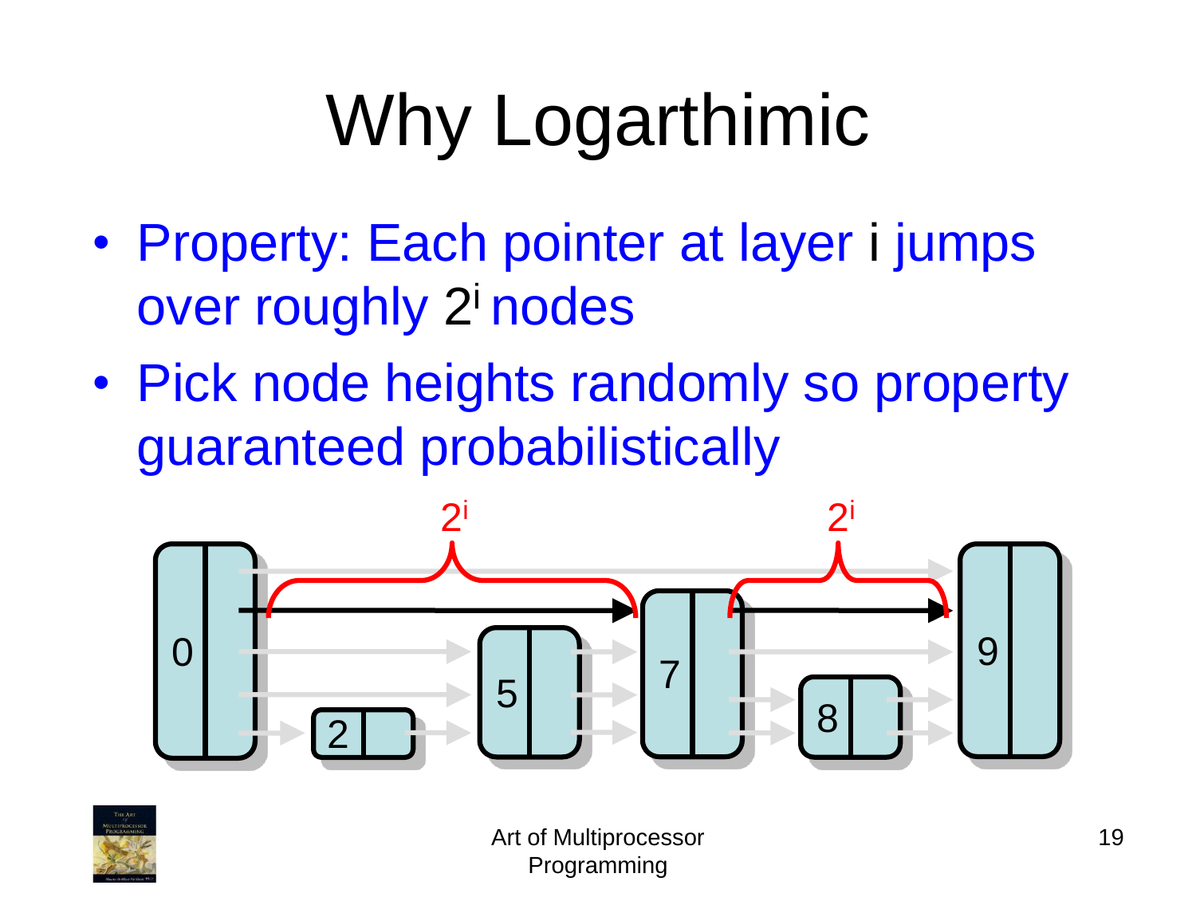# Why Logarthimic

- Property: Each pointer at layer i jumps over roughly $2^i$ nodes
- Pick node heights randomly so property guaranteed probabilistically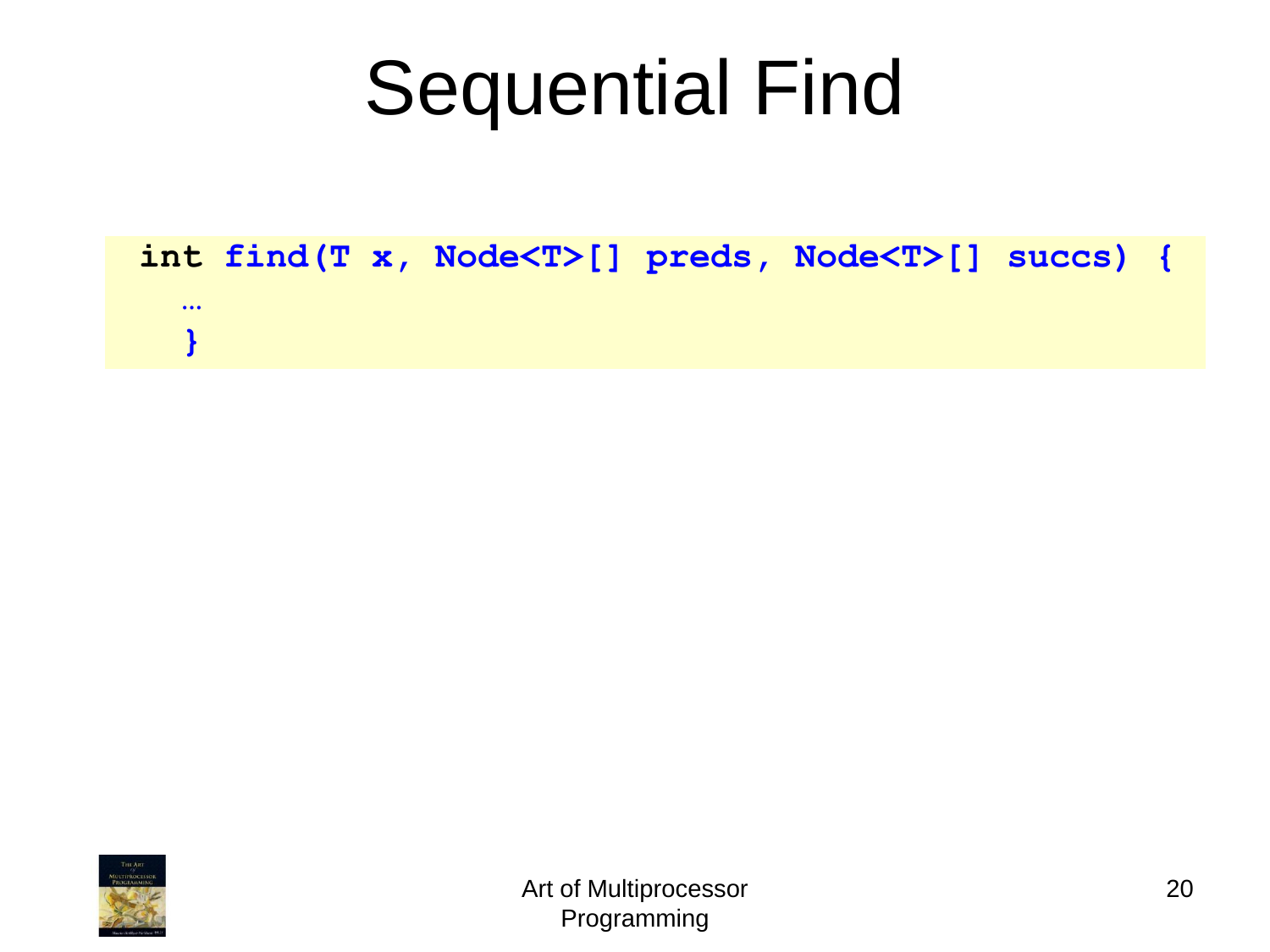# Sequential Find

```
int find(T x, Node<T>[] preds, Node<T>[] succs) {
  …
  }
```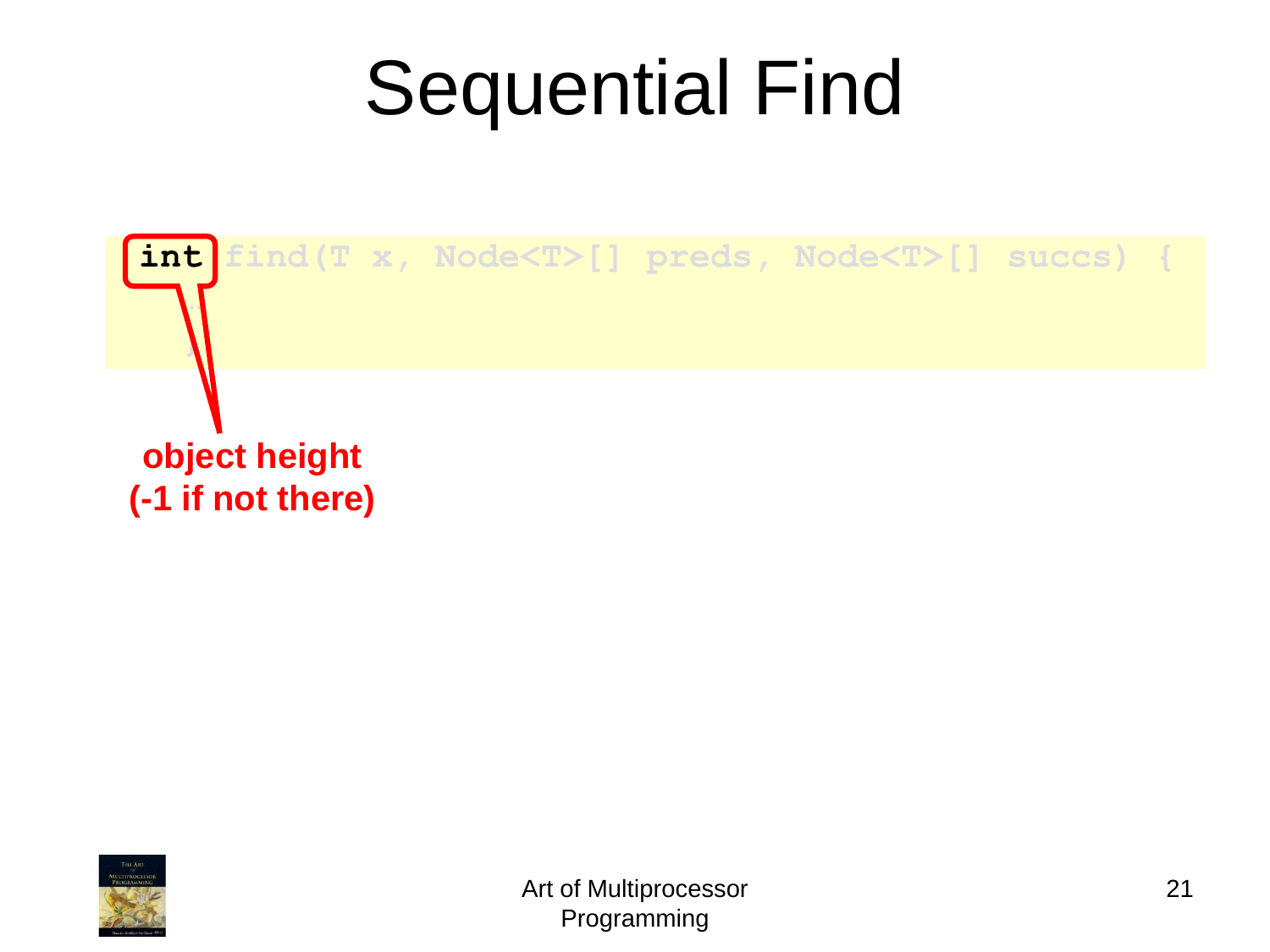# Sequential Find

```
int find(T x, Node<T>[] preds, Node<T>[] succs) {
  …
}
```

**object height (-1 if not there)**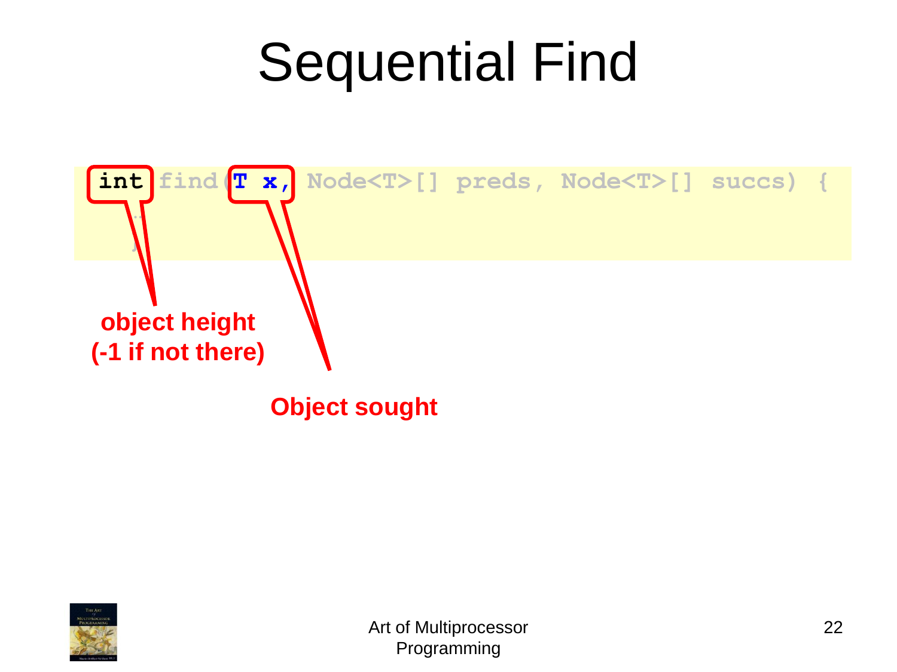# Sequential Find

```
int find(T x, Node<T>[] preds, Node<T>[] succs) {
  …
}
```

**object height (-1 if not there)**

**Object sought**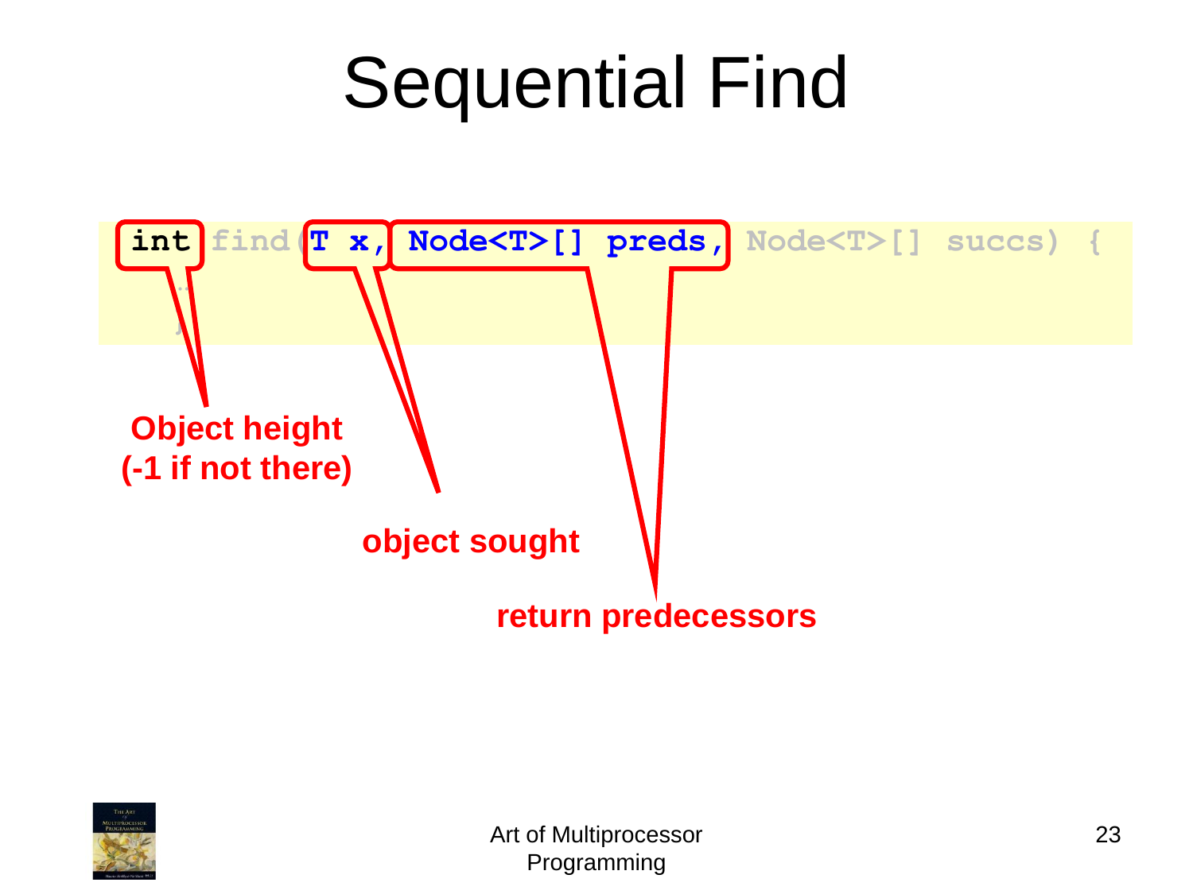# Sequential Find

```
int find(T x, Node<T>[] preds, Node<T>[] succs) {
  …
}
```

**Object height (-1 if not there)**

**object sought**

**return predecessors**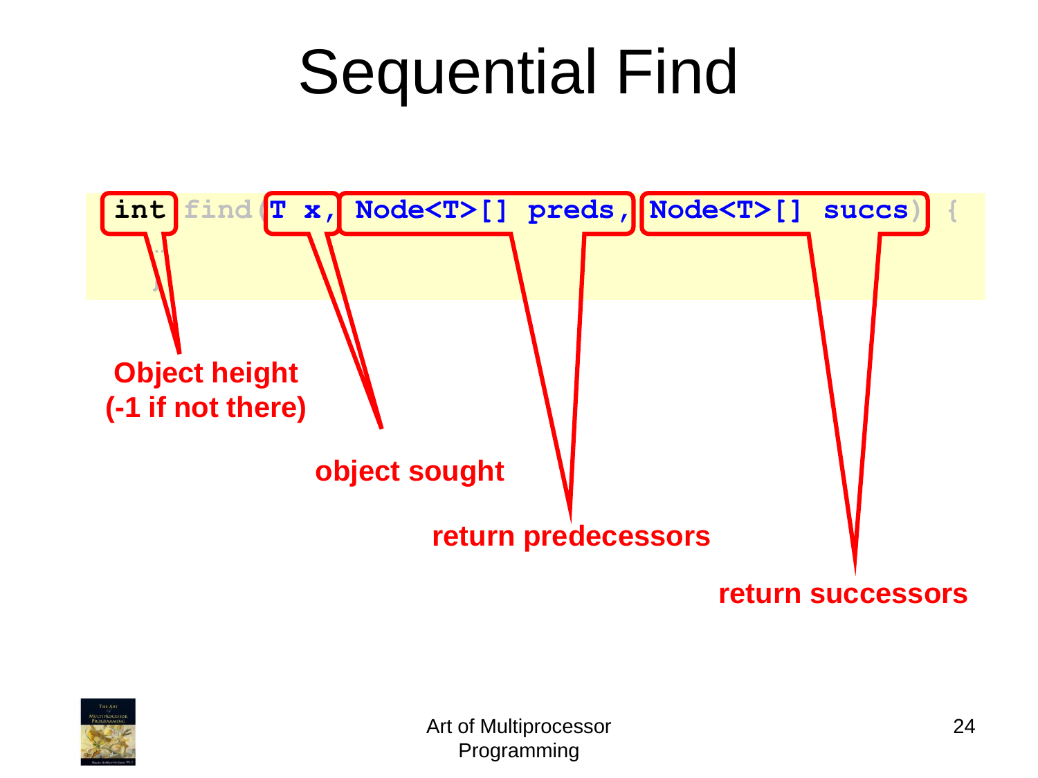# Sequential Find

```
int find(T x, Node<T>[] preds, Node<T>[] succs) {
  …
}
```

**Object height (-1 if not there)**

**object sought**

**return predecessors**

**return successors**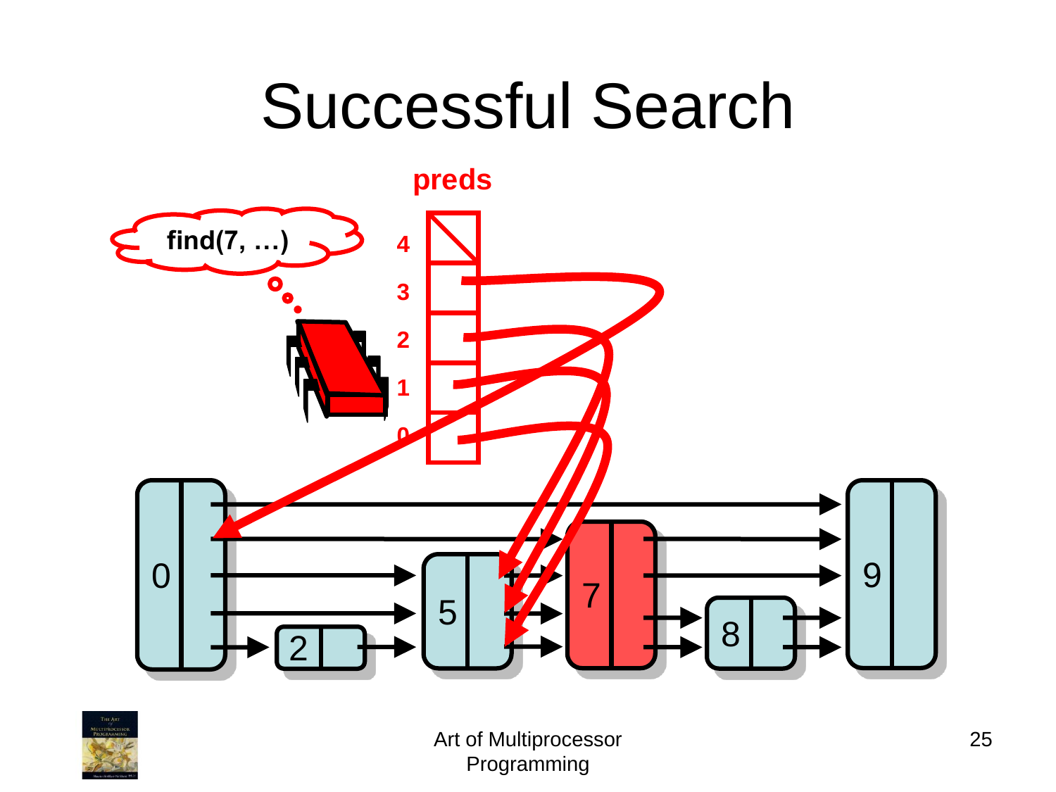# Successful Search

preds

find(7, …)

4
3
2
1
0

0 2 5 7 8 9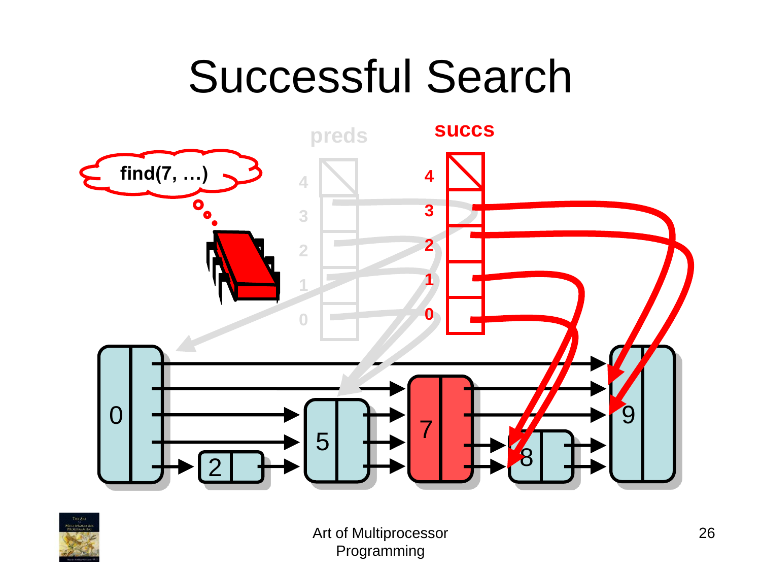# Successful Search

find(7, …)

preds

succs

4
3
2
1
0

0 2 5 7 8 9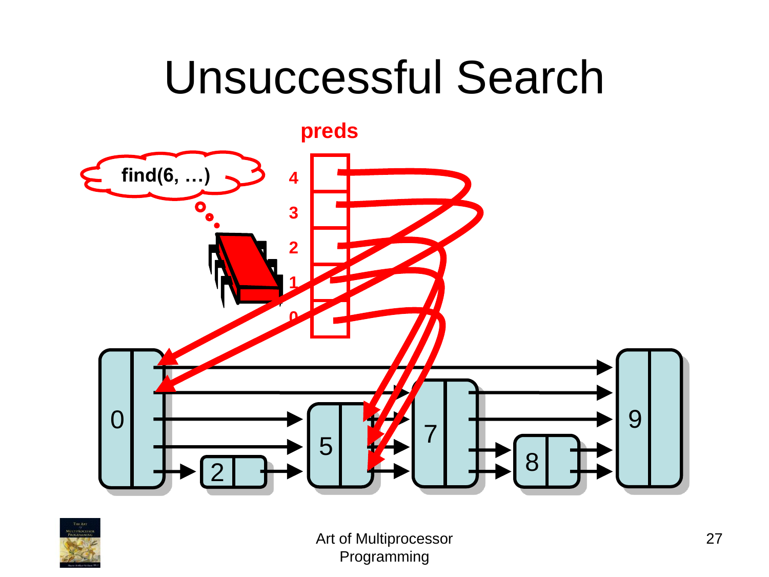# Unsuccessful Search

preds

find(6, …)

4
3
2
1
0

0 2 5 7 8 9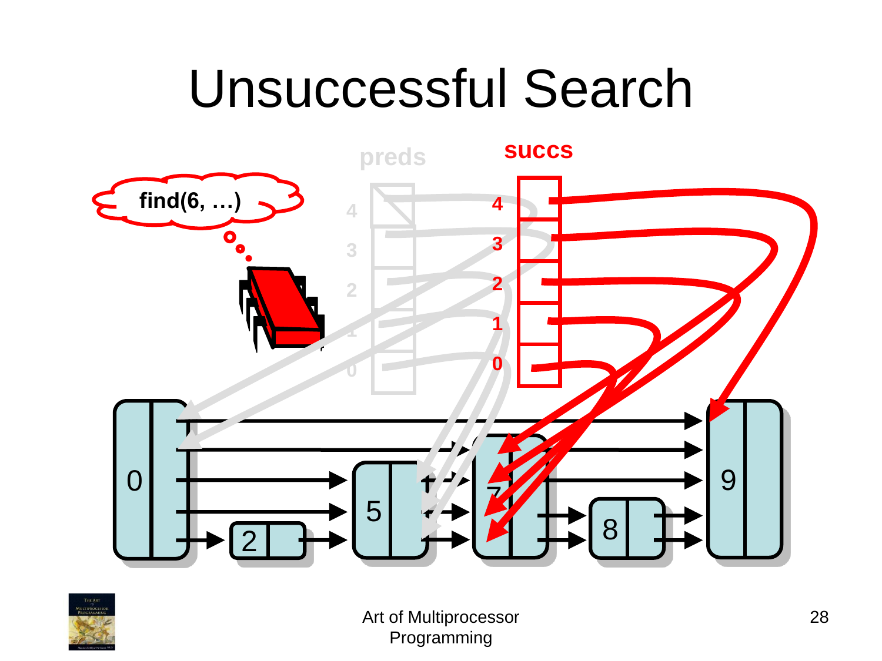# Unsuccessful Search

find(6, …)

preds

succs

4
3
2
1
0

0  2  5  7  8  9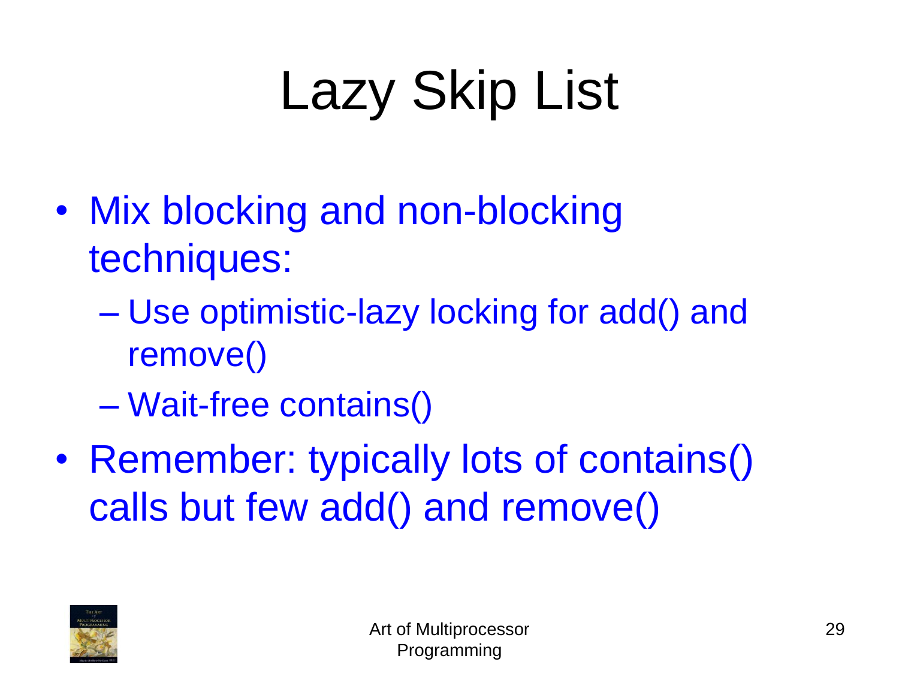# Lazy Skip List

- Mix blocking and non-blocking techniques:
  - Use optimistic-lazy locking for add() and remove()
  - Wait-free contains()
- Remember: typically lots of contains() calls but few add() and remove()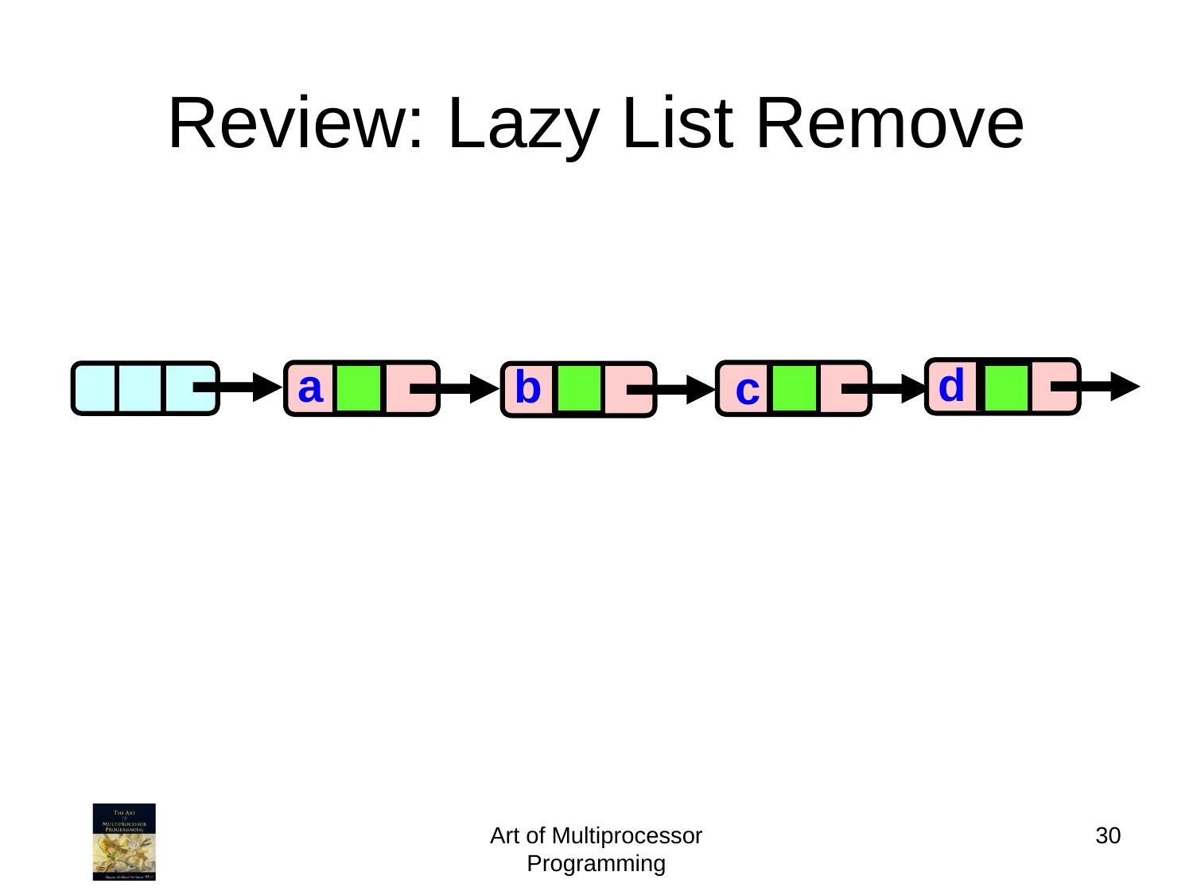# Review: Lazy List Remove

a b c d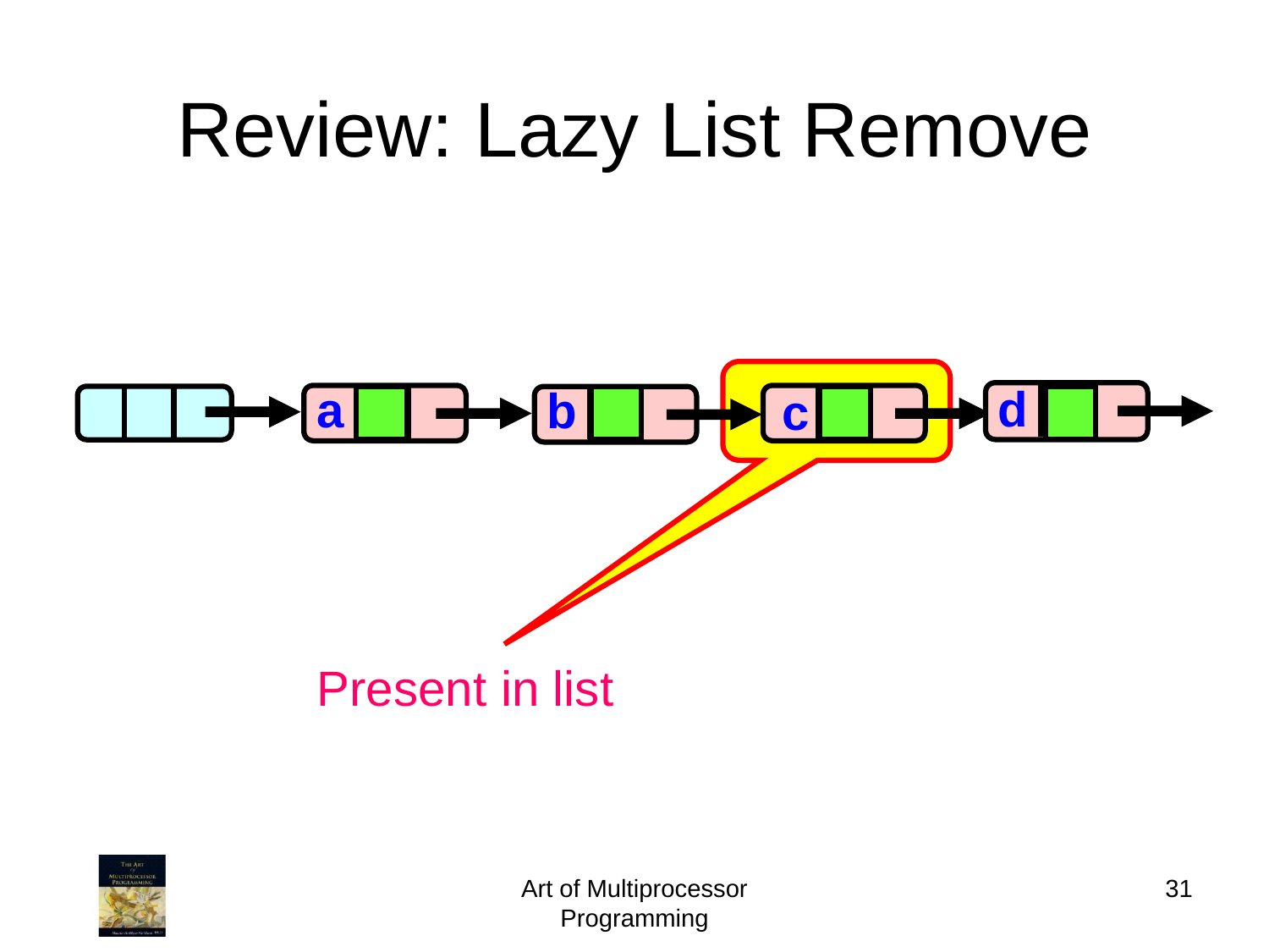# Review: Lazy List Remove

a

b

c

d

Present in list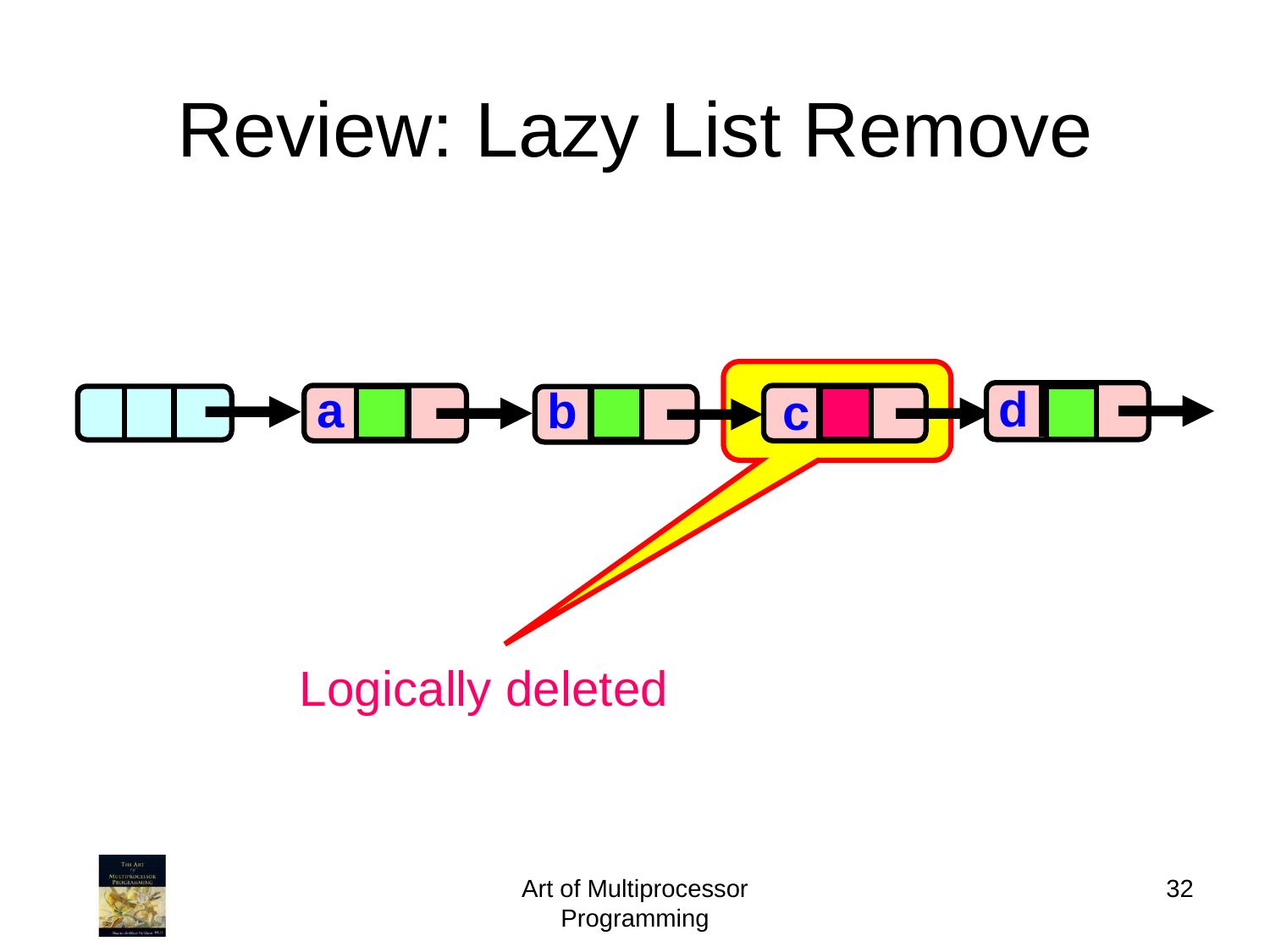# Review: Lazy List Remove

a

b

c

d

Logically deleted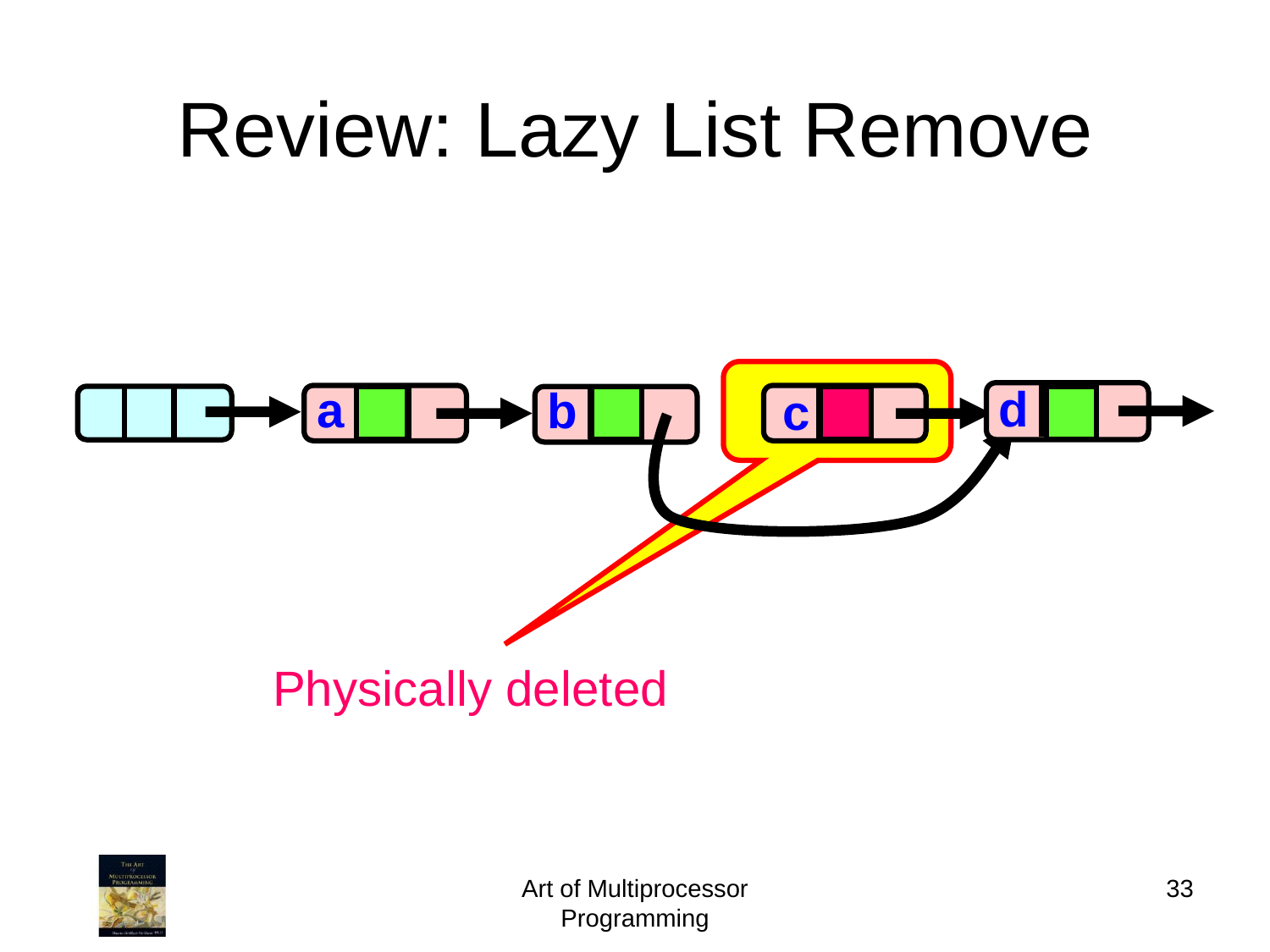# Review: Lazy List Remove

a

b

c

d

Physically deleted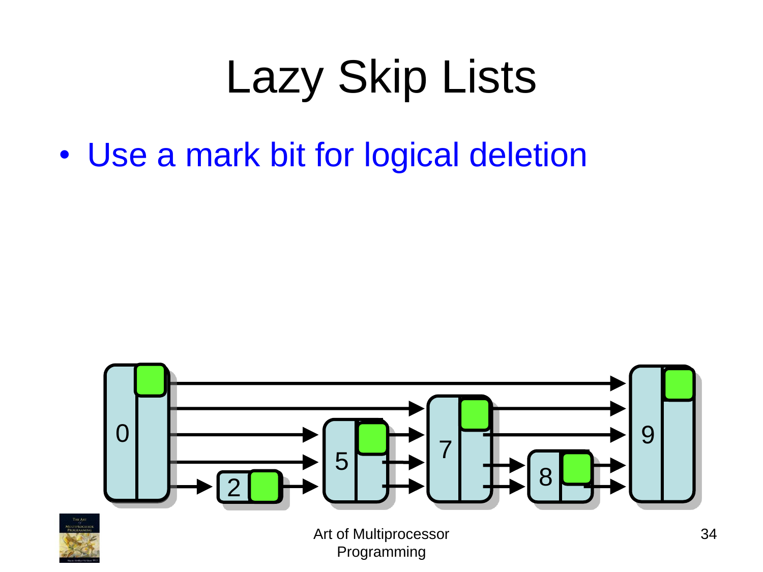# Lazy Skip Lists

- Use a mark bit for logical deletion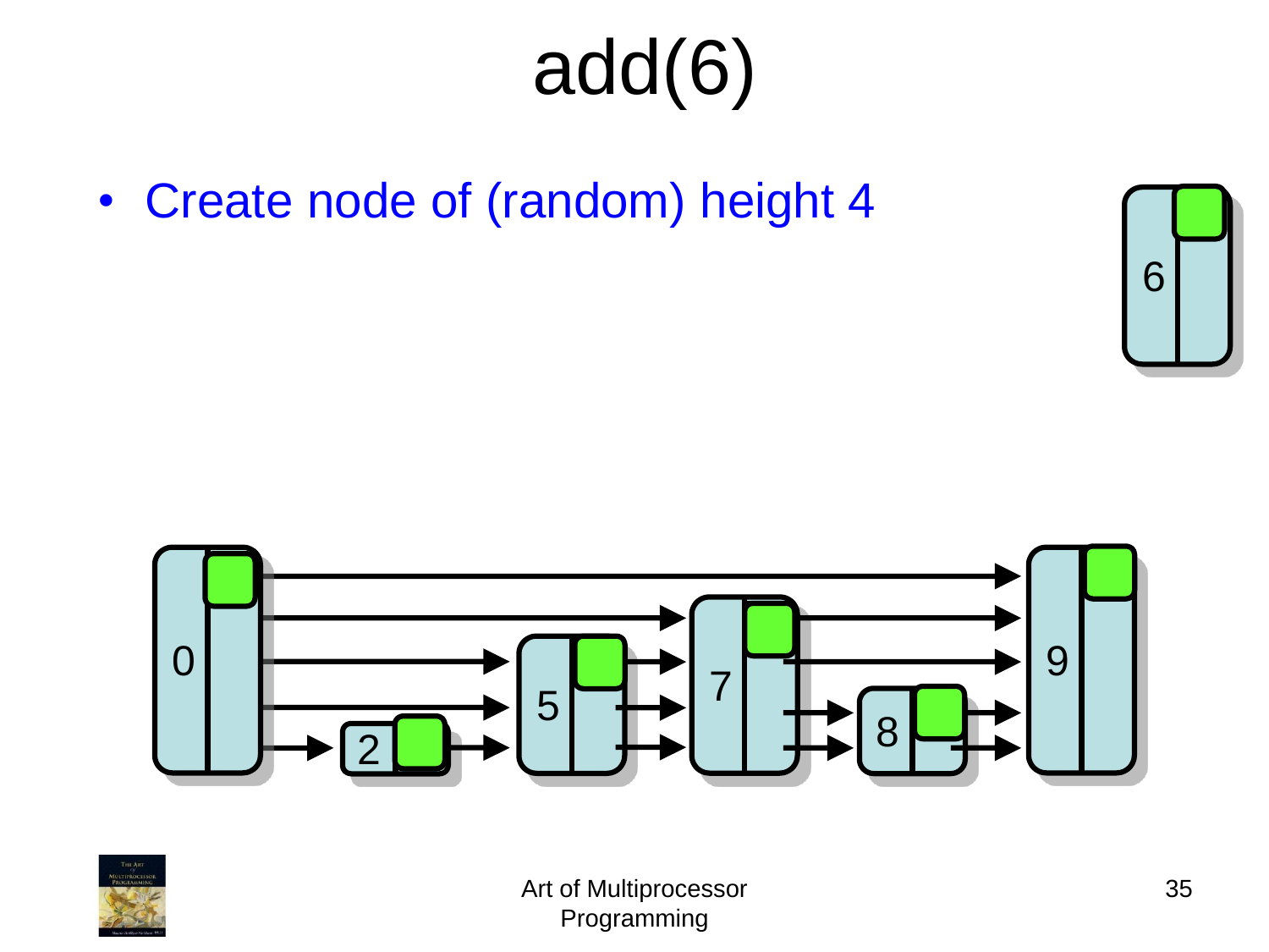# add(6)

- Create node of (random) height 4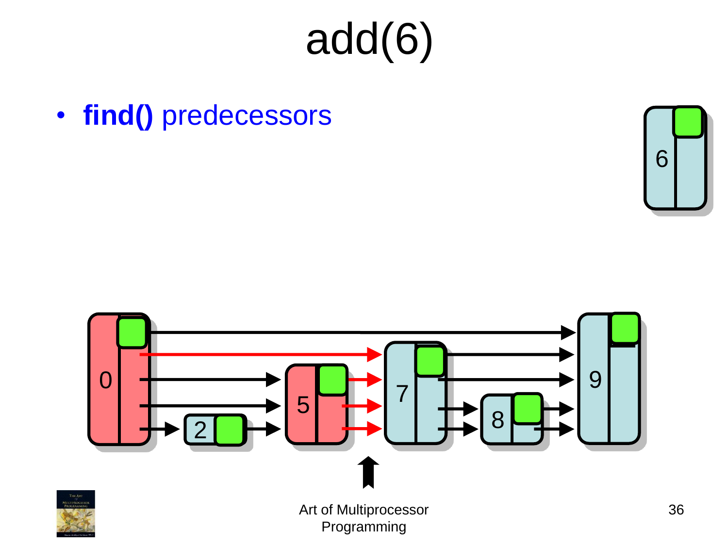# add(6)

- **find()** predecessors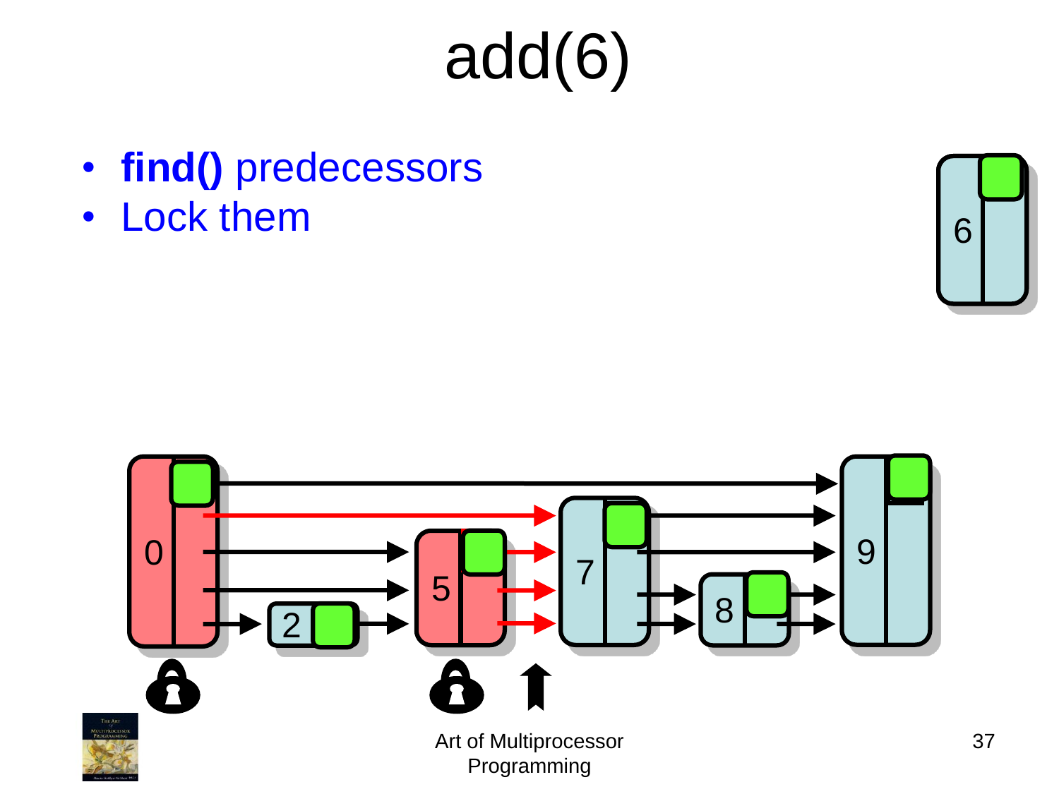# add(6)

- **find()** predecessors
- Lock them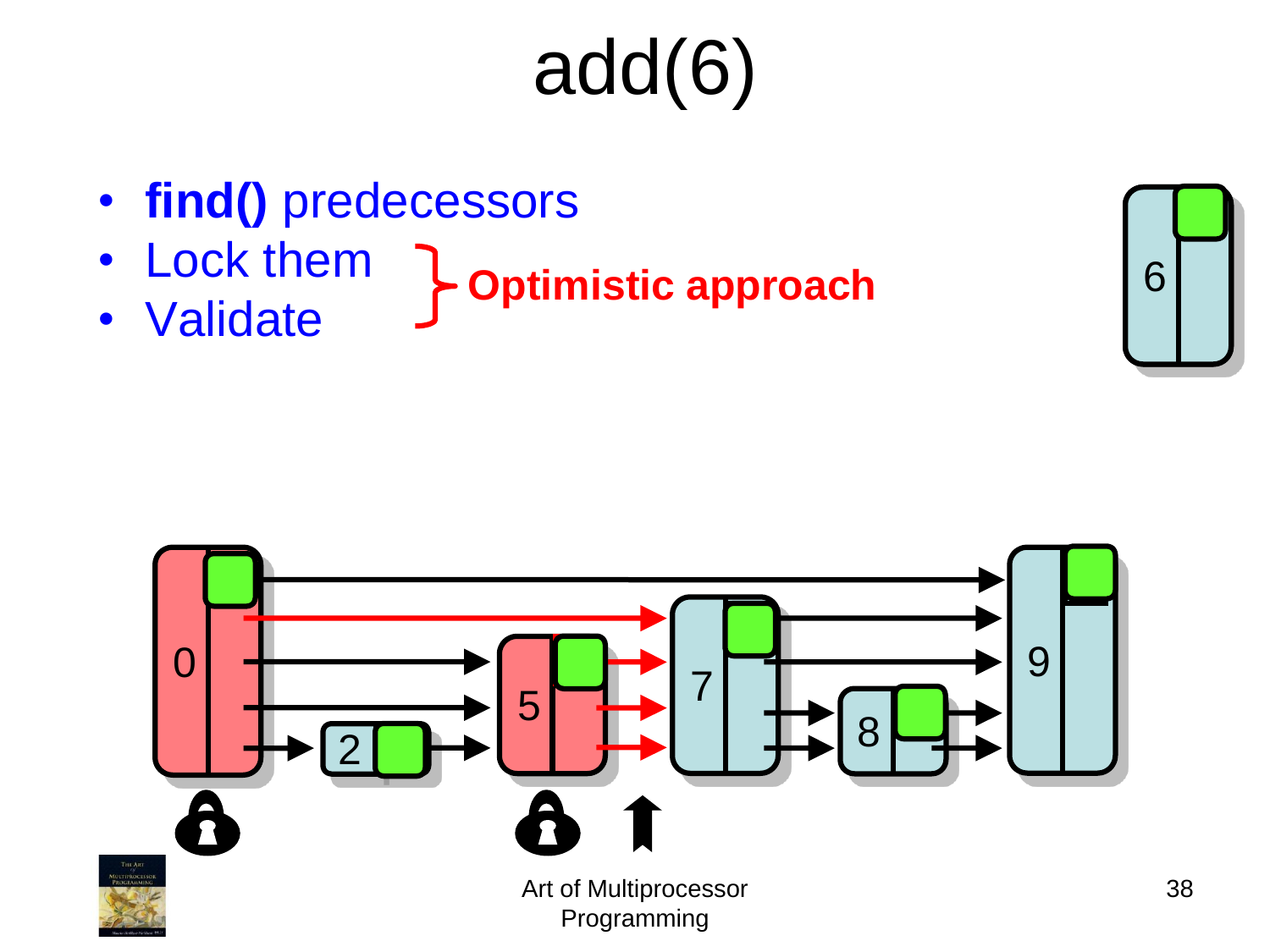# add(6)

- **find()** predecessors
- Lock them
- Validate

} **Optimistic approach**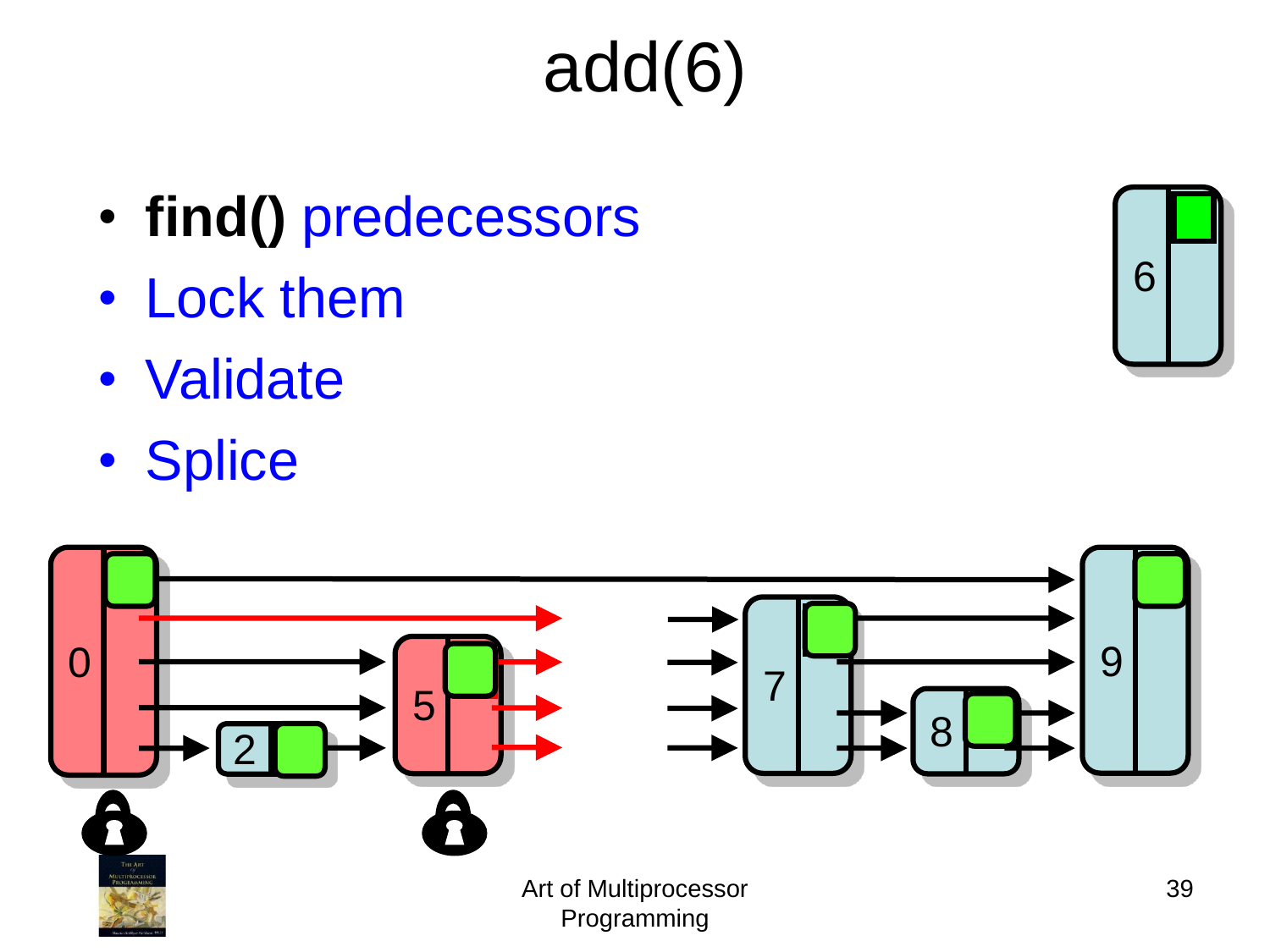# add(6)

- **find()** predecessors
- Lock them
- Validate
- Splice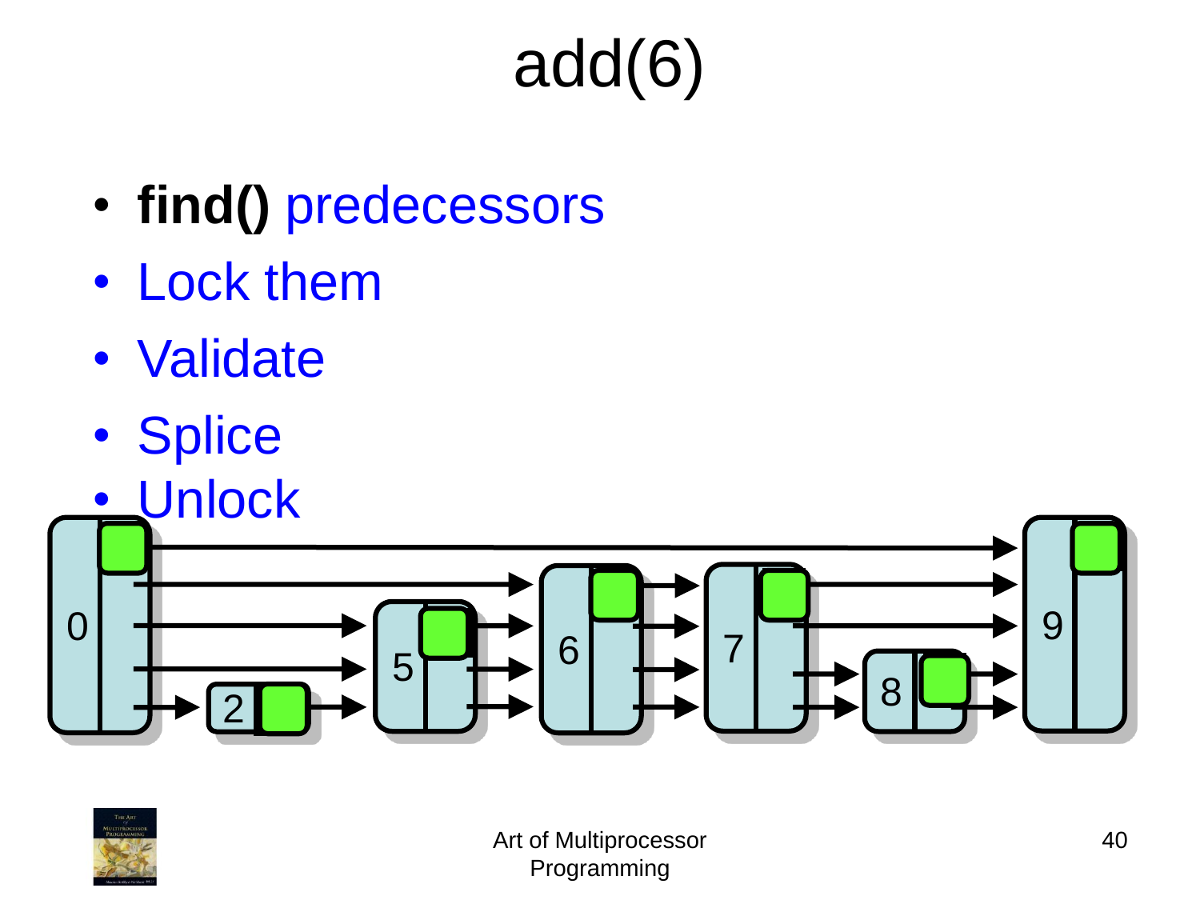# add(6)

- **find()** predecessors
- Lock them
- Validate
- Splice
- Unlock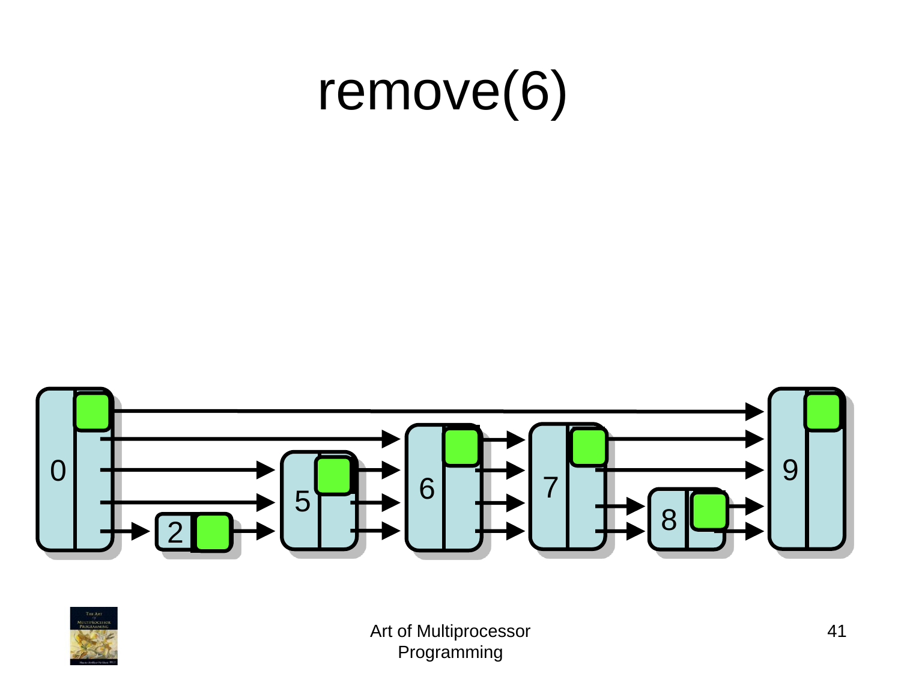# remove(6)

0 2 5 6 7 8 9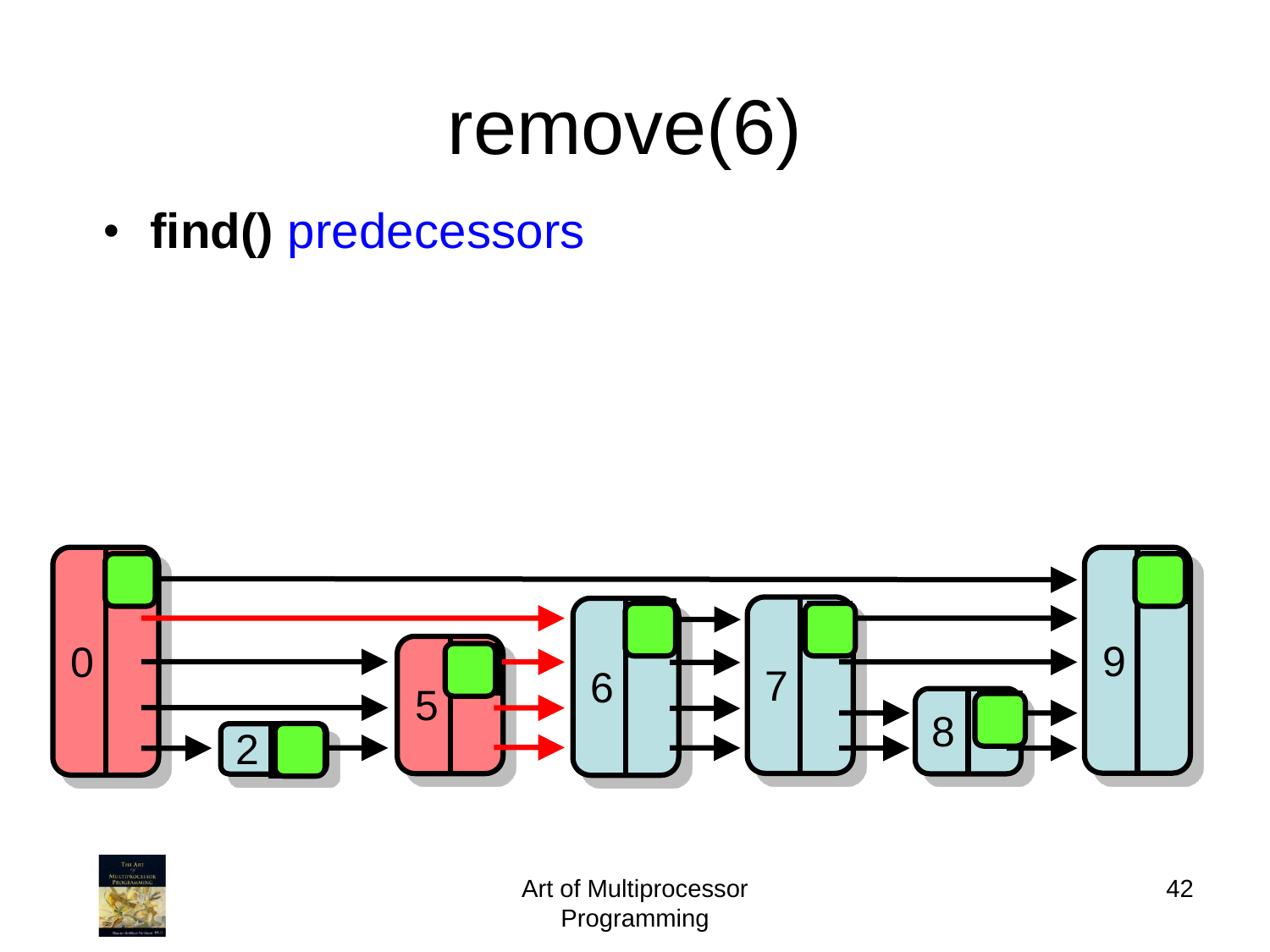# remove(6)

- **find()** predecessors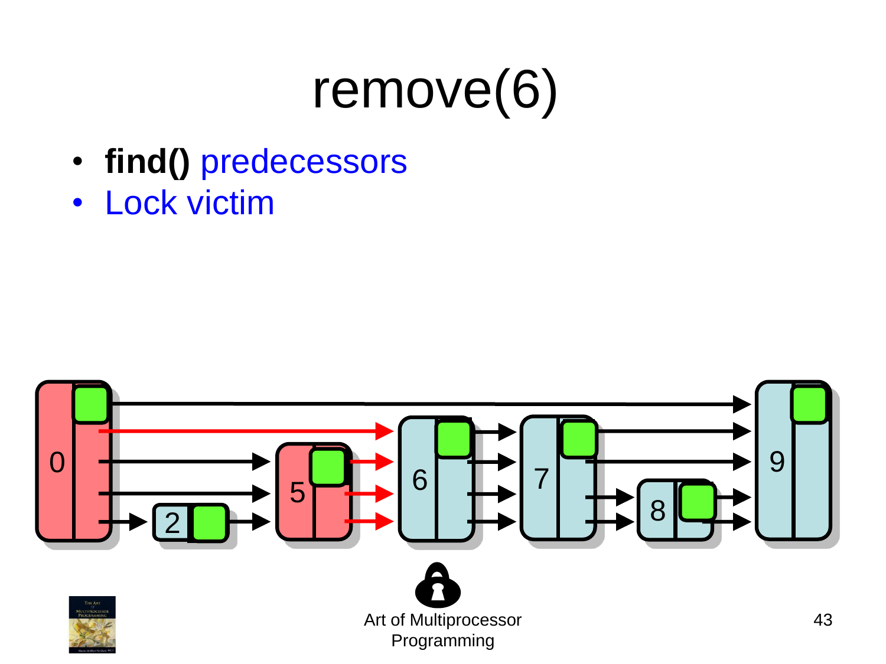# remove(6)

- **find()** predecessors
- Lock victim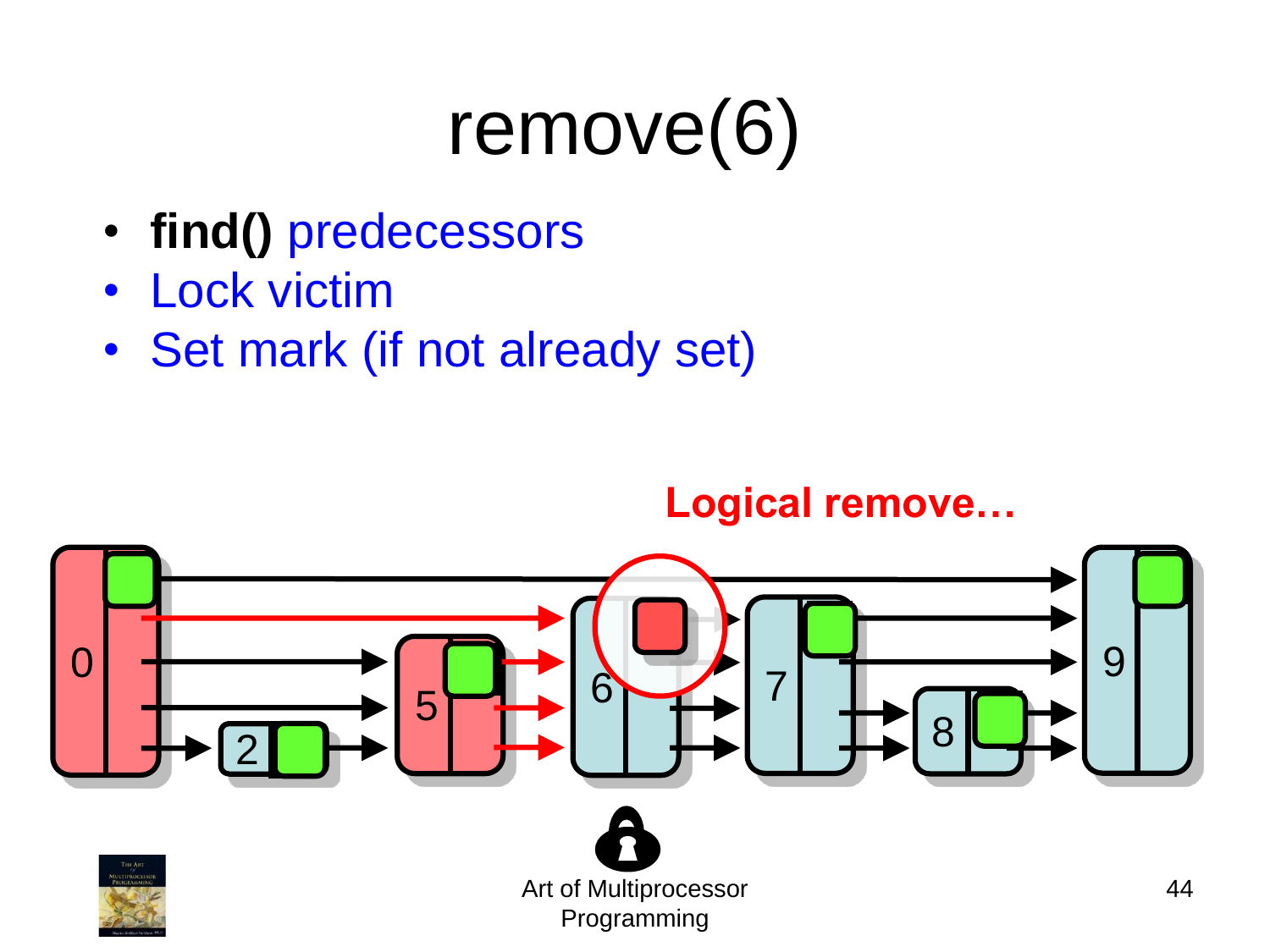# remove(6)

- **find()** predecessors
- Lock victim
- Set mark (if not already set)

**Logical remove…**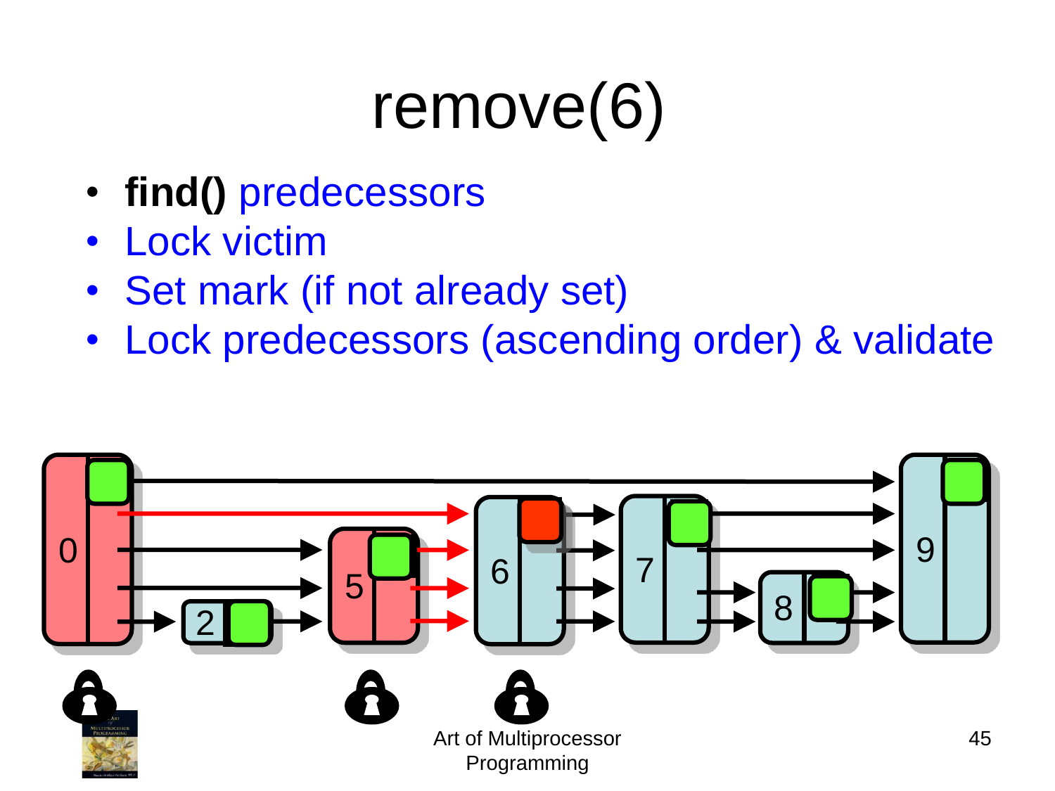# remove(6)

- **find()** predecessors
- Lock victim
- Set mark (if not already set)
- Lock predecessors (ascending order) & validate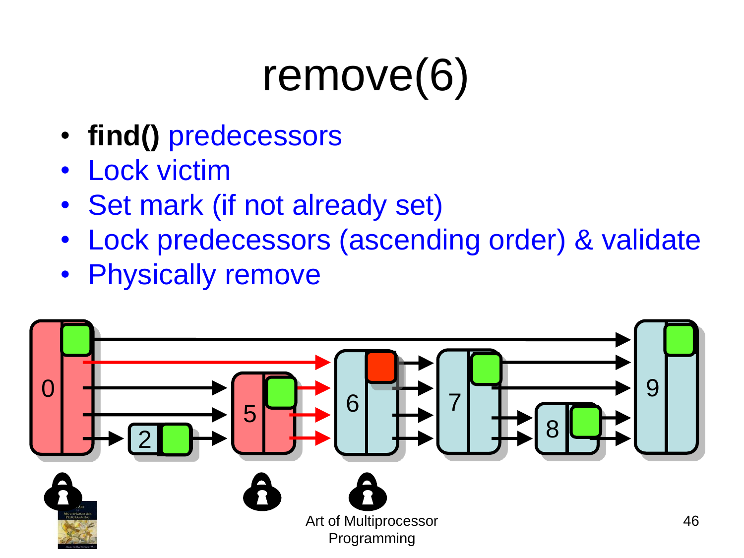# remove(6)

- **find()** predecessors
- Lock victim
- Set mark (if not already set)
- Lock predecessors (ascending order) & validate
- Physically remove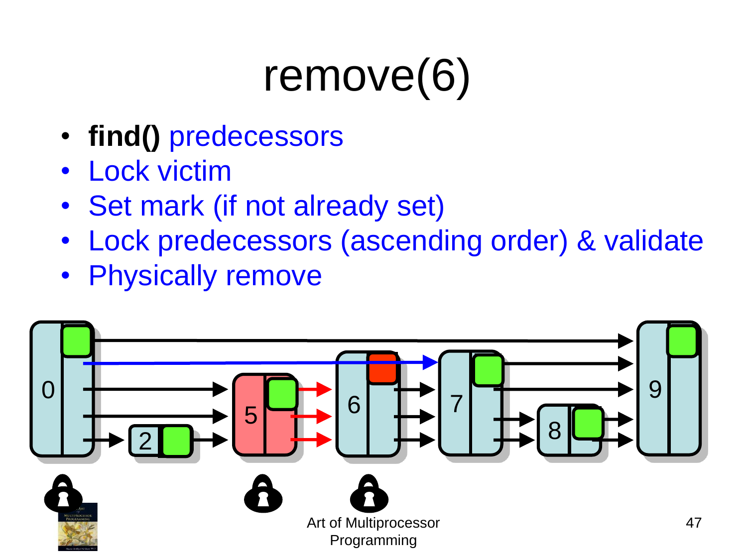# remove(6)

- **find()** predecessors
- Lock victim
- Set mark (if not already set)
- Lock predecessors (ascending order) & validate
- Physically remove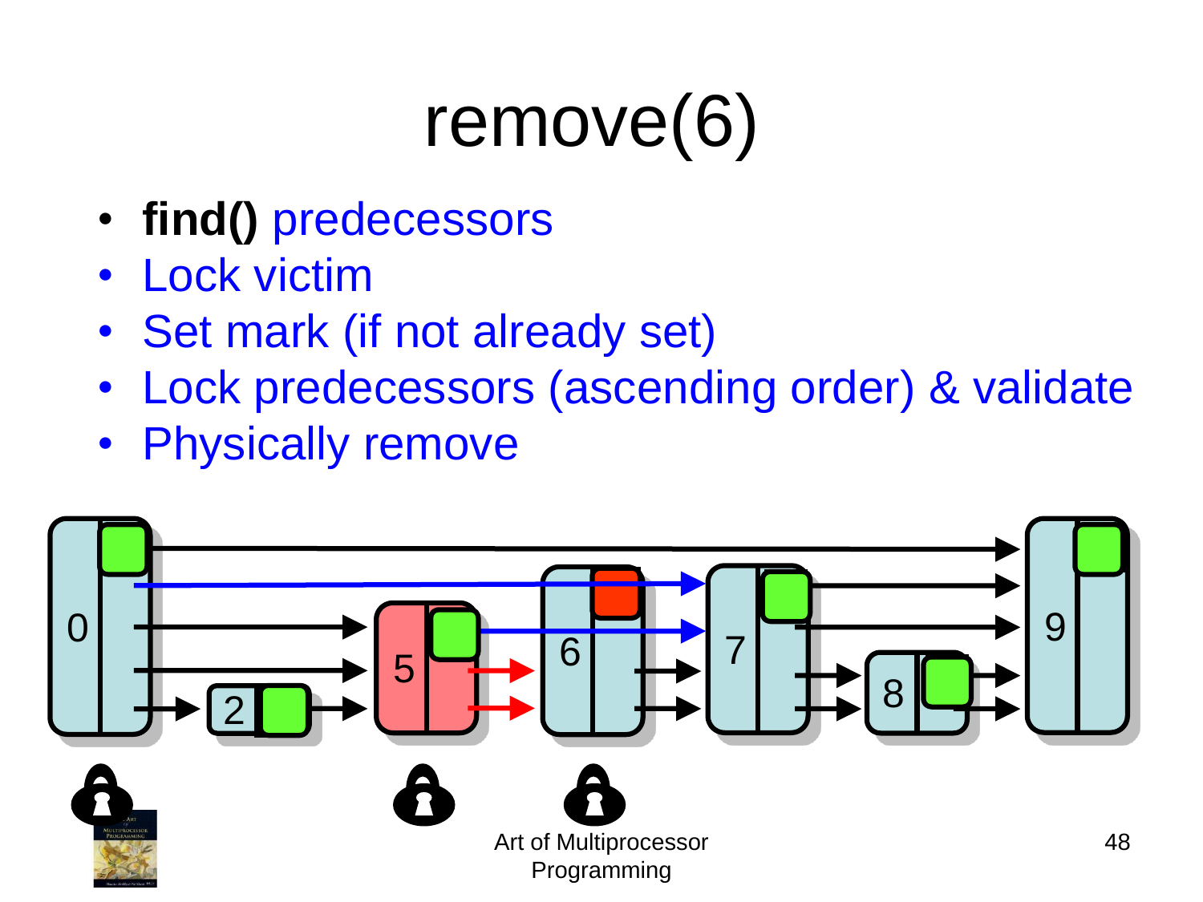# remove(6)

- **find()** predecessors
- Lock victim
- Set mark (if not already set)
- Lock predecessors (ascending order) & validate
- Physically remove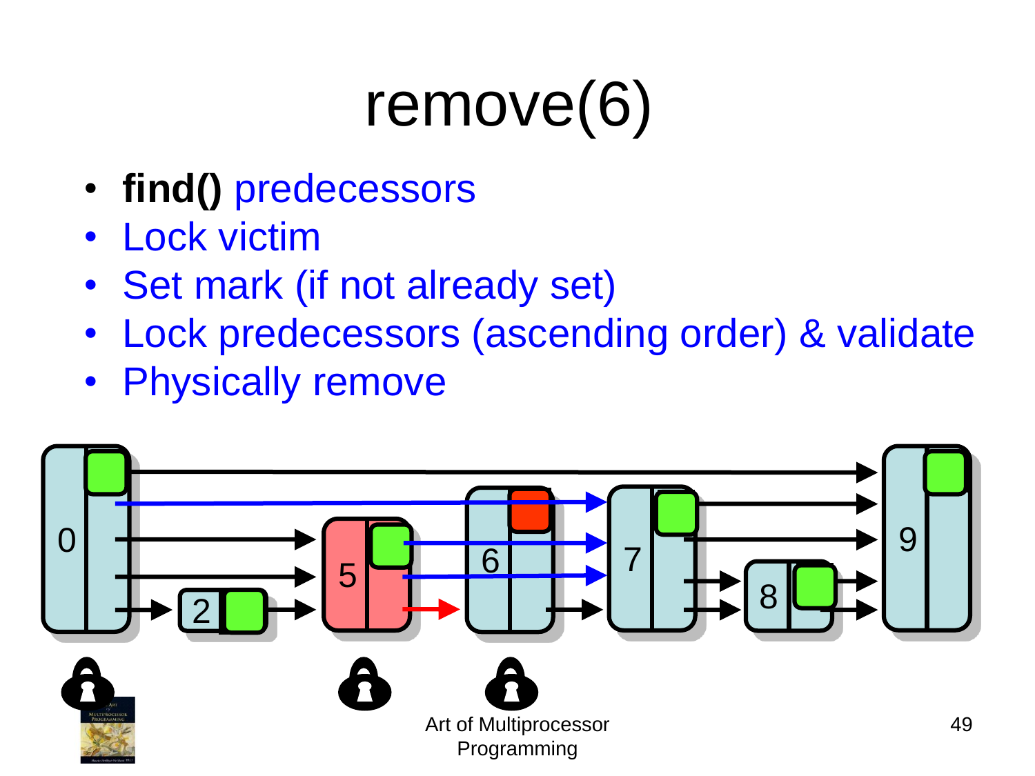# remove(6)

- **find()** predecessors
- Lock victim
- Set mark (if not already set)
- Lock predecessors (ascending order) & validate
- Physically remove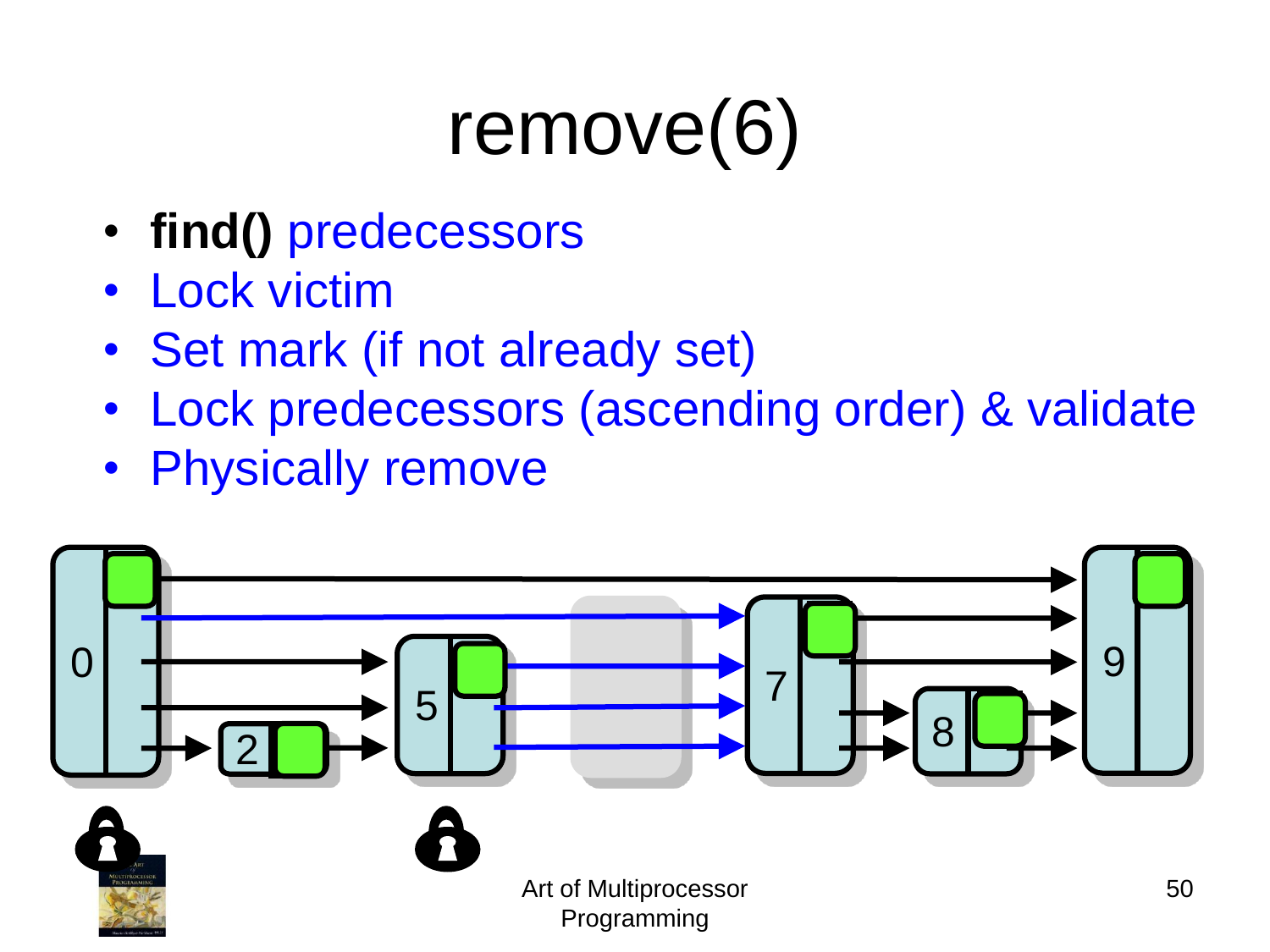# remove(6)

- **find()** predecessors
- Lock victim
- Set mark (if not already set)
- Lock predecessors (ascending order) & validate
- Physically remove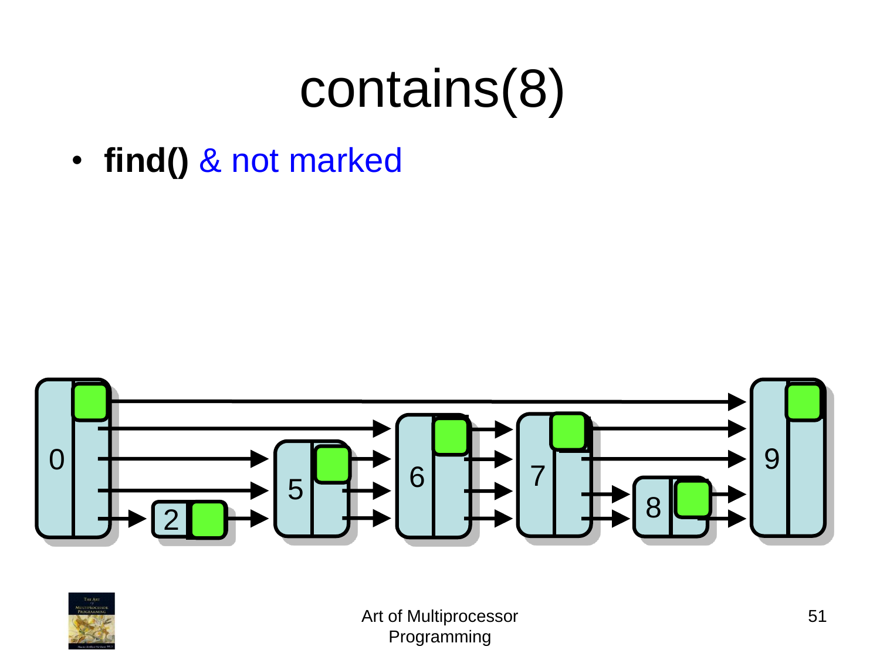# contains(8)

- **find()** & not marked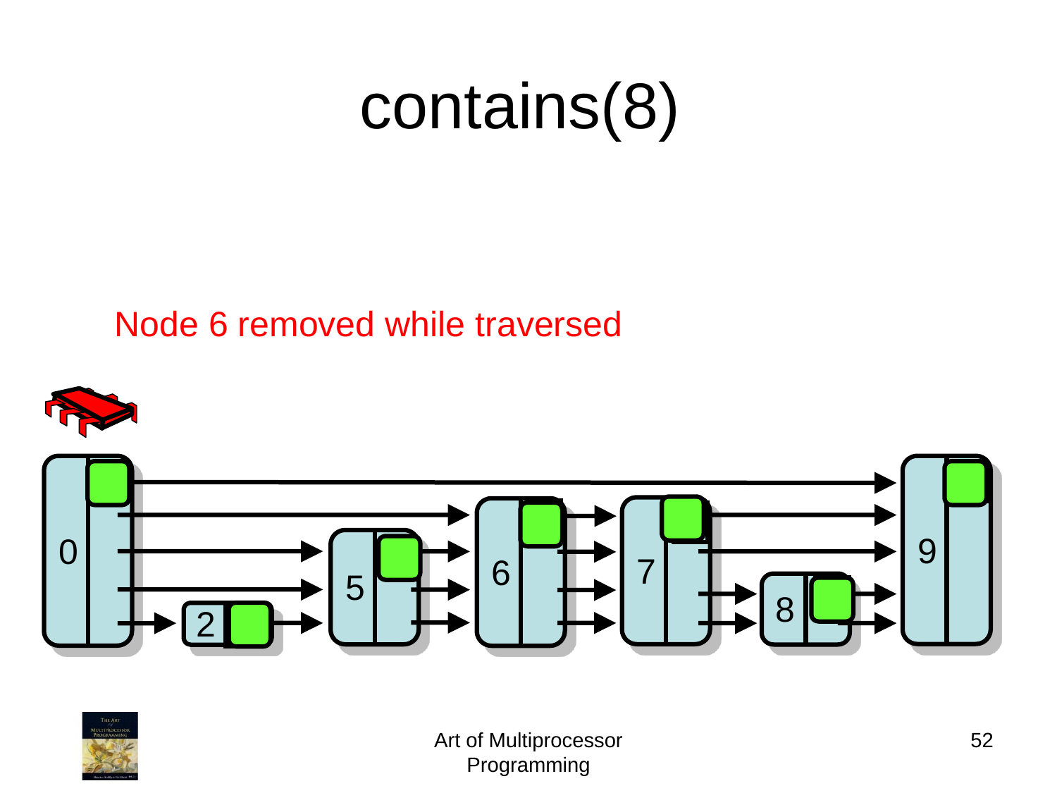# contains(8)

Node 6 removed while traversed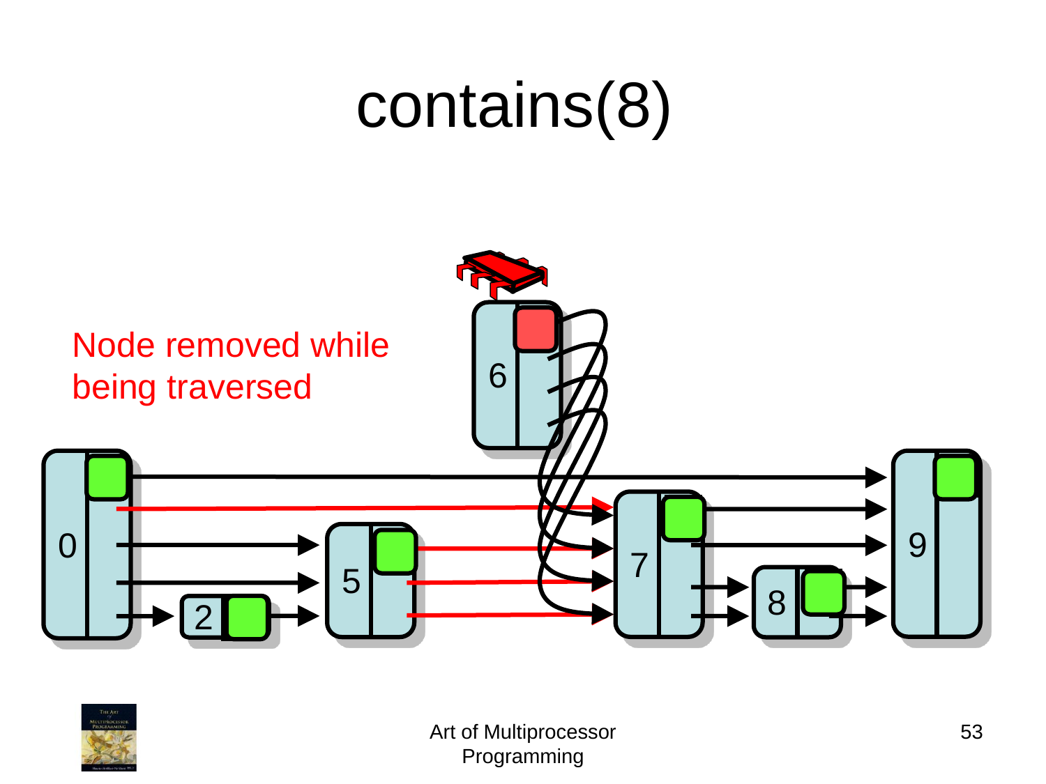# contains(8)

Node removed while being traversed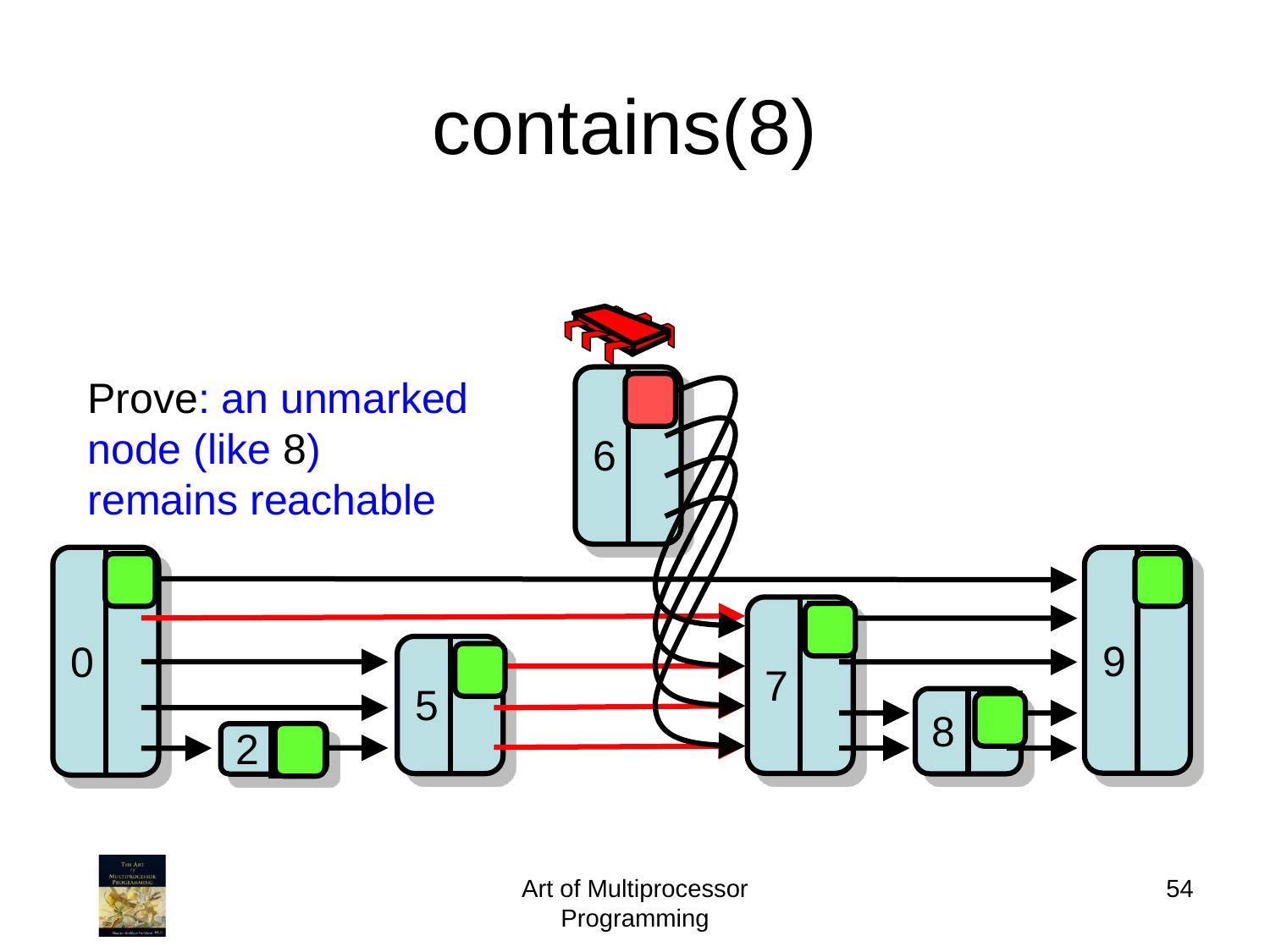# contains(8)

Prove: an unmarked node (like 8) remains reachable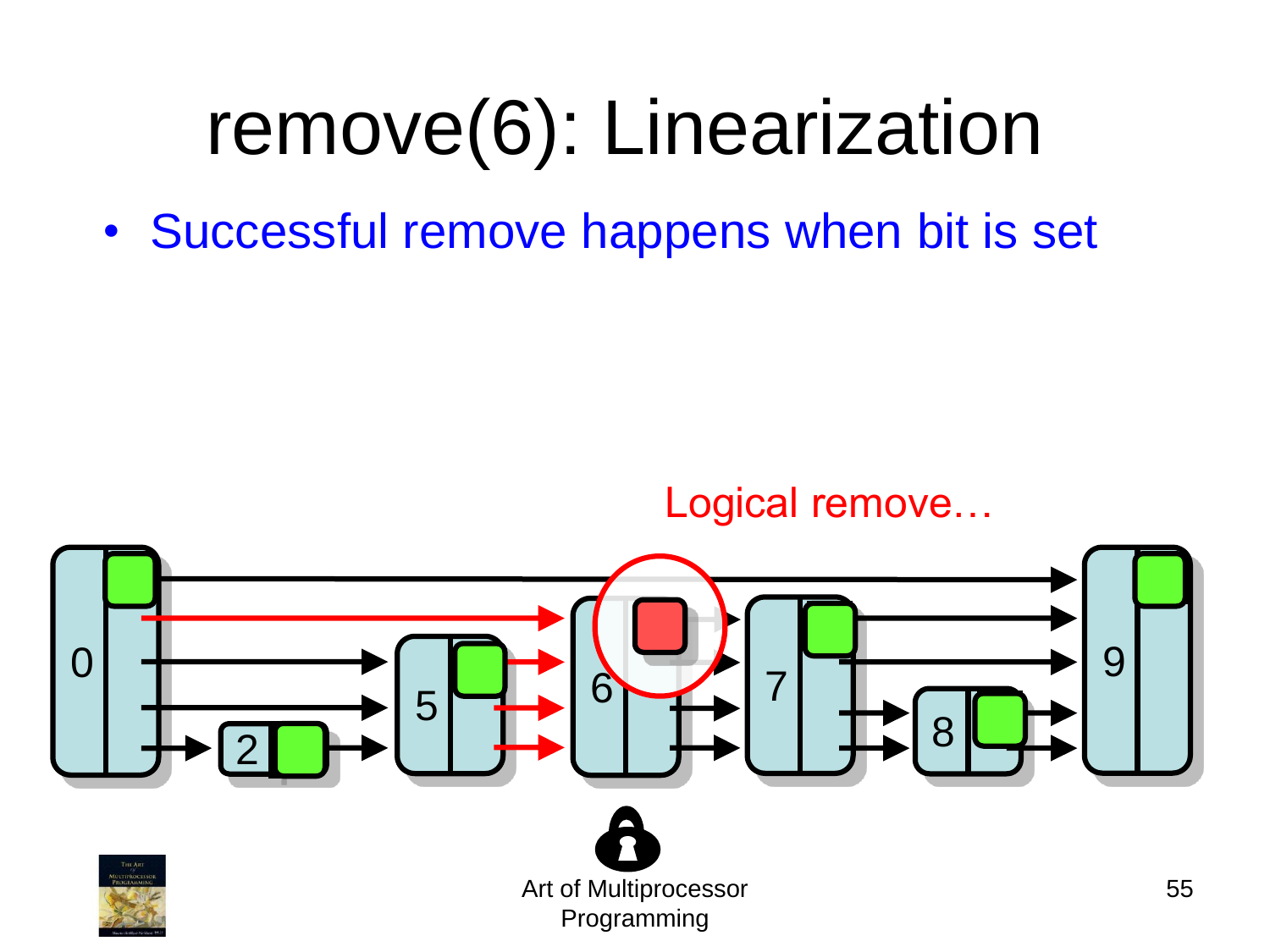# remove(6): Linearization

- Successful remove happens when bit is set

Logical remove…

0 2 5 6 7 8 9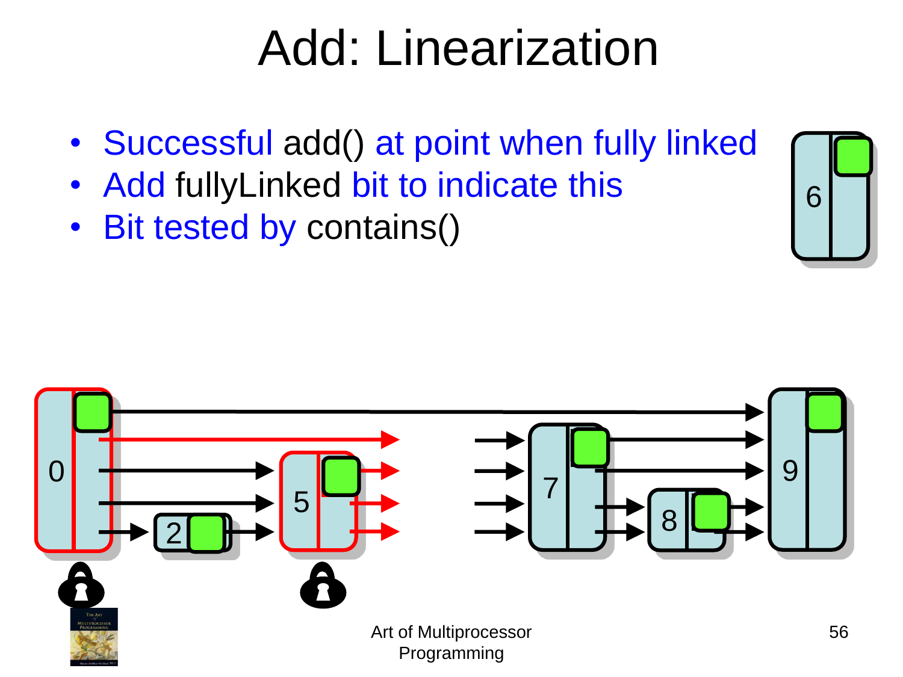# Add: Linearization

- Successful add() at point when fully linked
- Add fullyLinked bit to indicate this
- Bit tested by contains()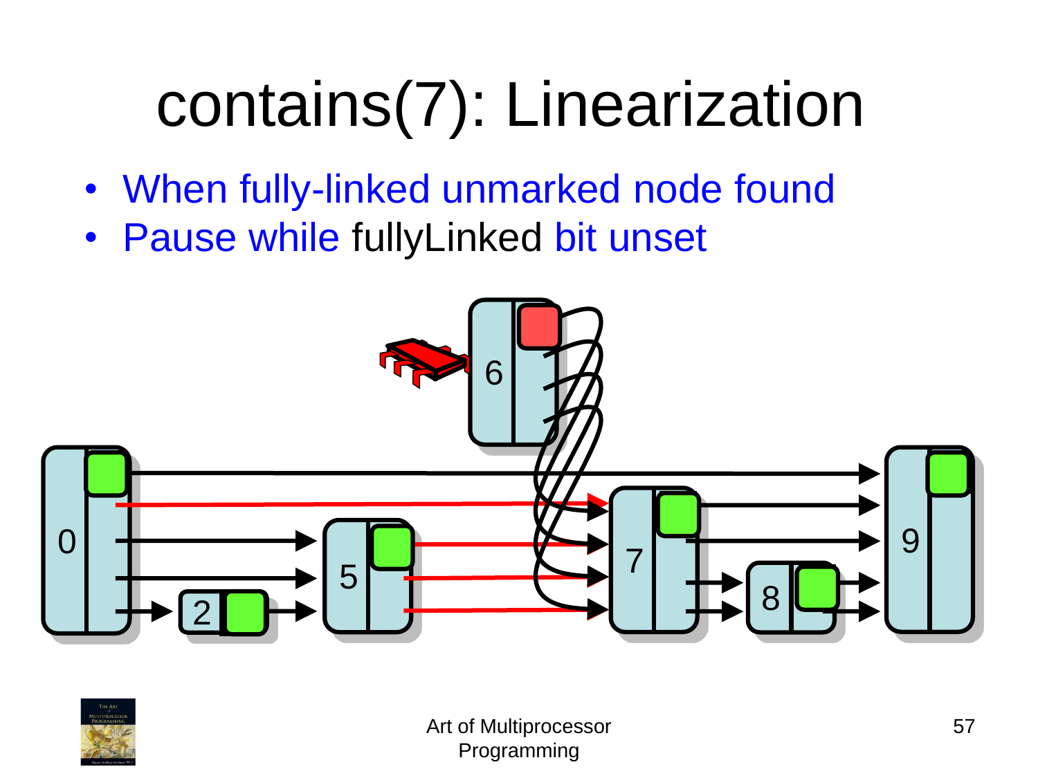# contains(7): Linearization

- When fully-linked unmarked node found
- Pause while fullyLinked bit unset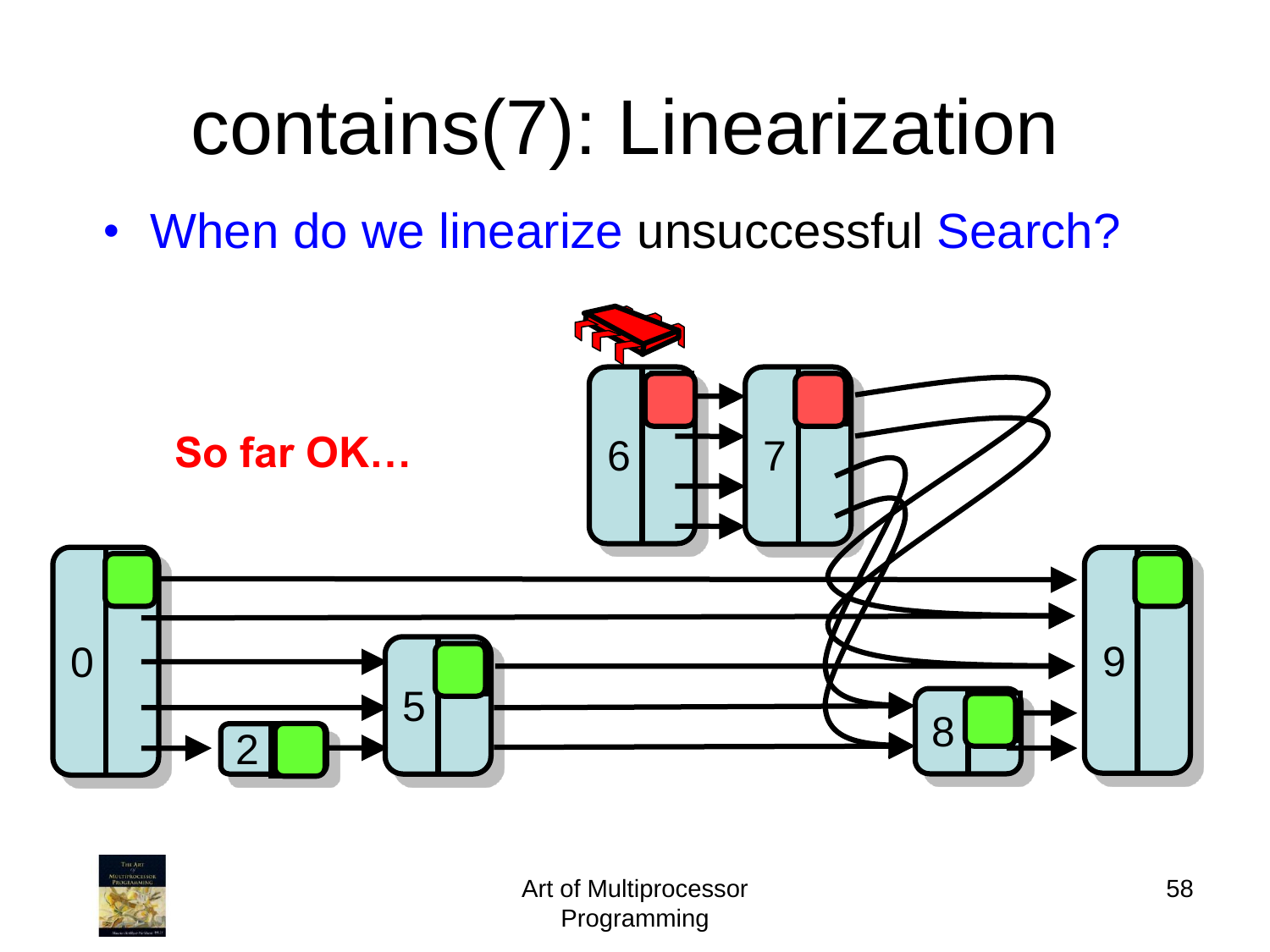# contains(7): Linearization

- When do we linearize unsuccessful Search?

So far OK…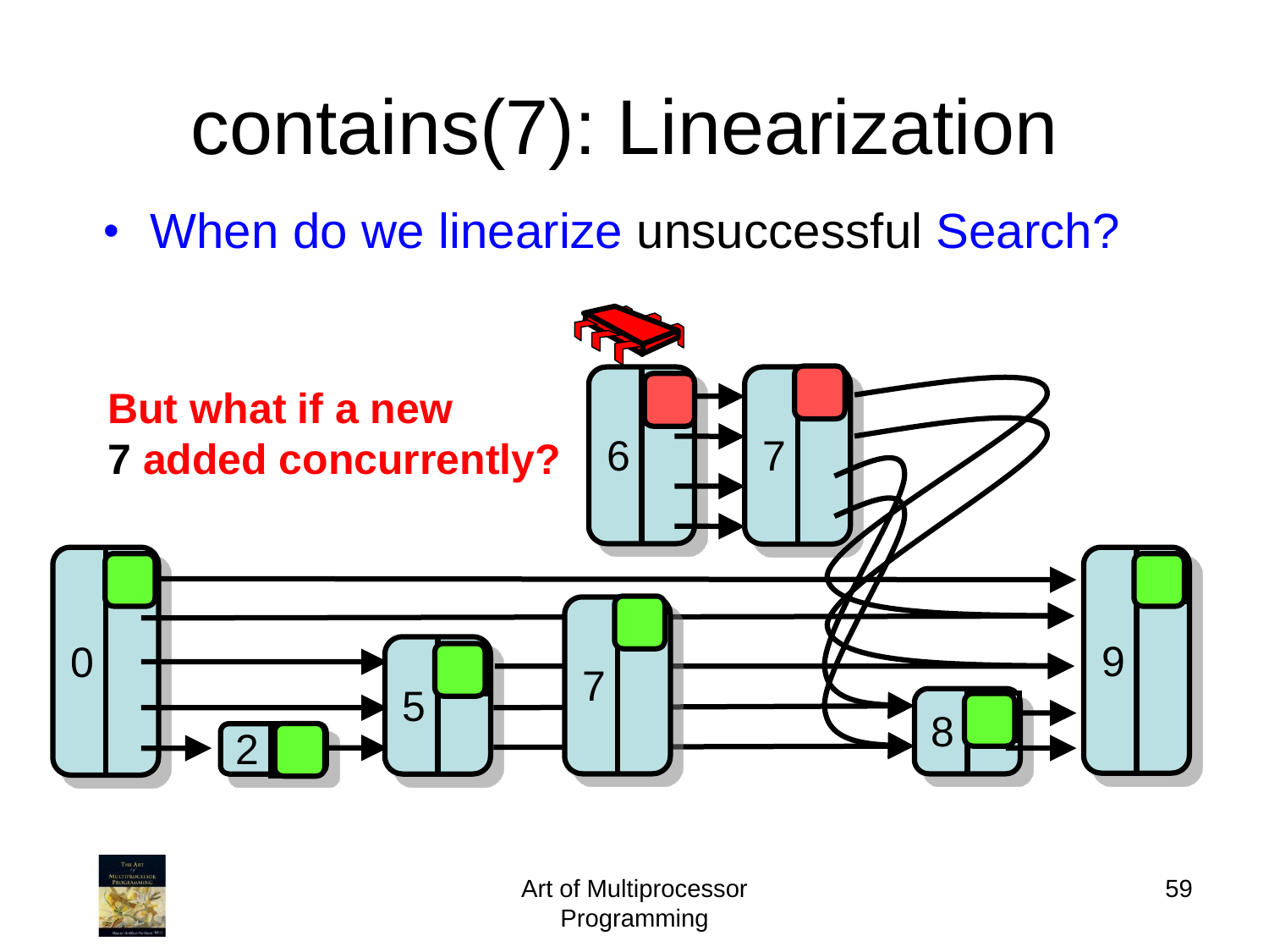# contains(7): Linearization

- When do we linearize unsuccessful Search?

**But what if a new 7 added concurrently?**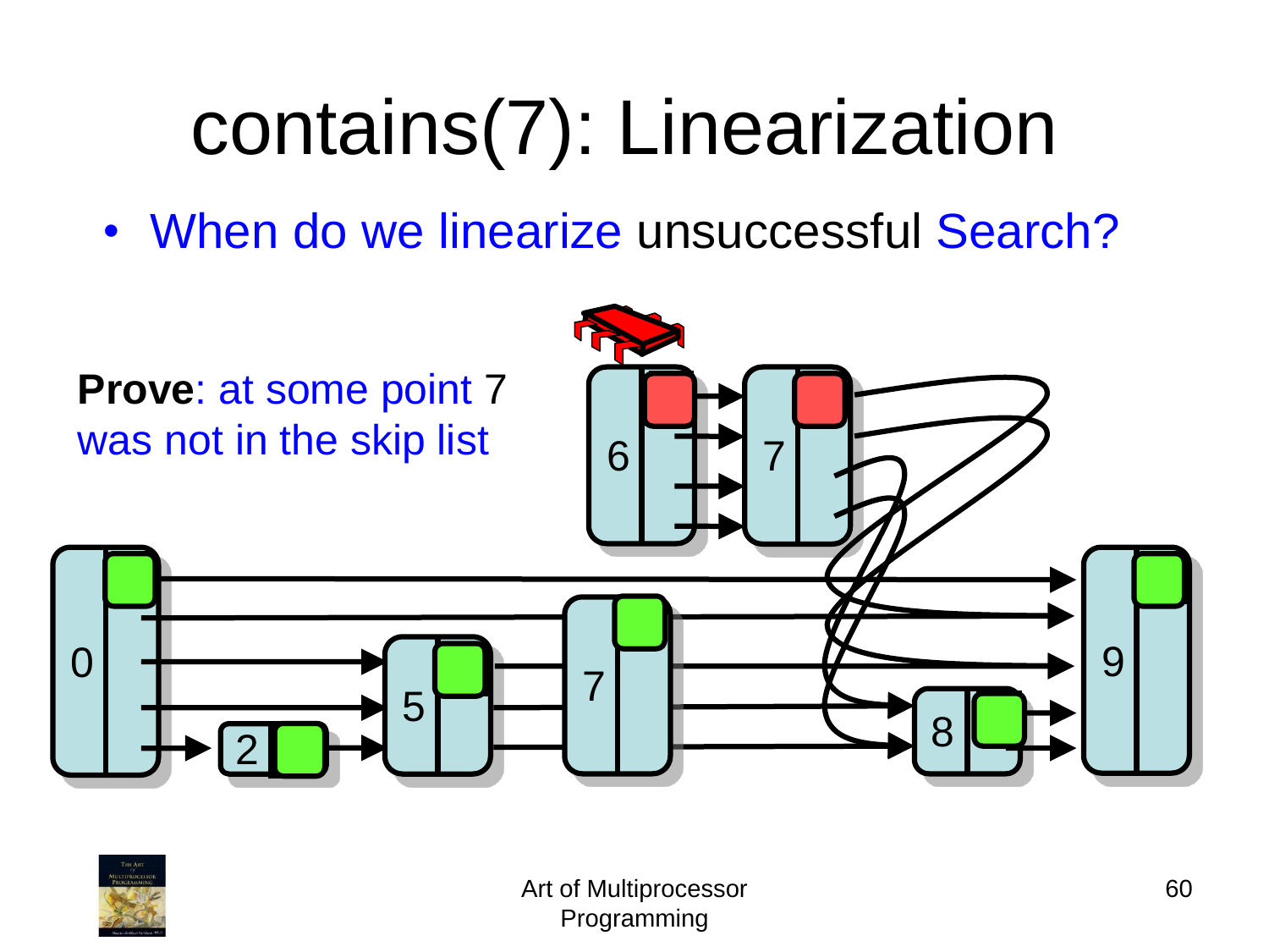# contains(7): Linearization

- When do we linearize unsuccessful Search?

**Prove**: at some point 7 was not in the skip list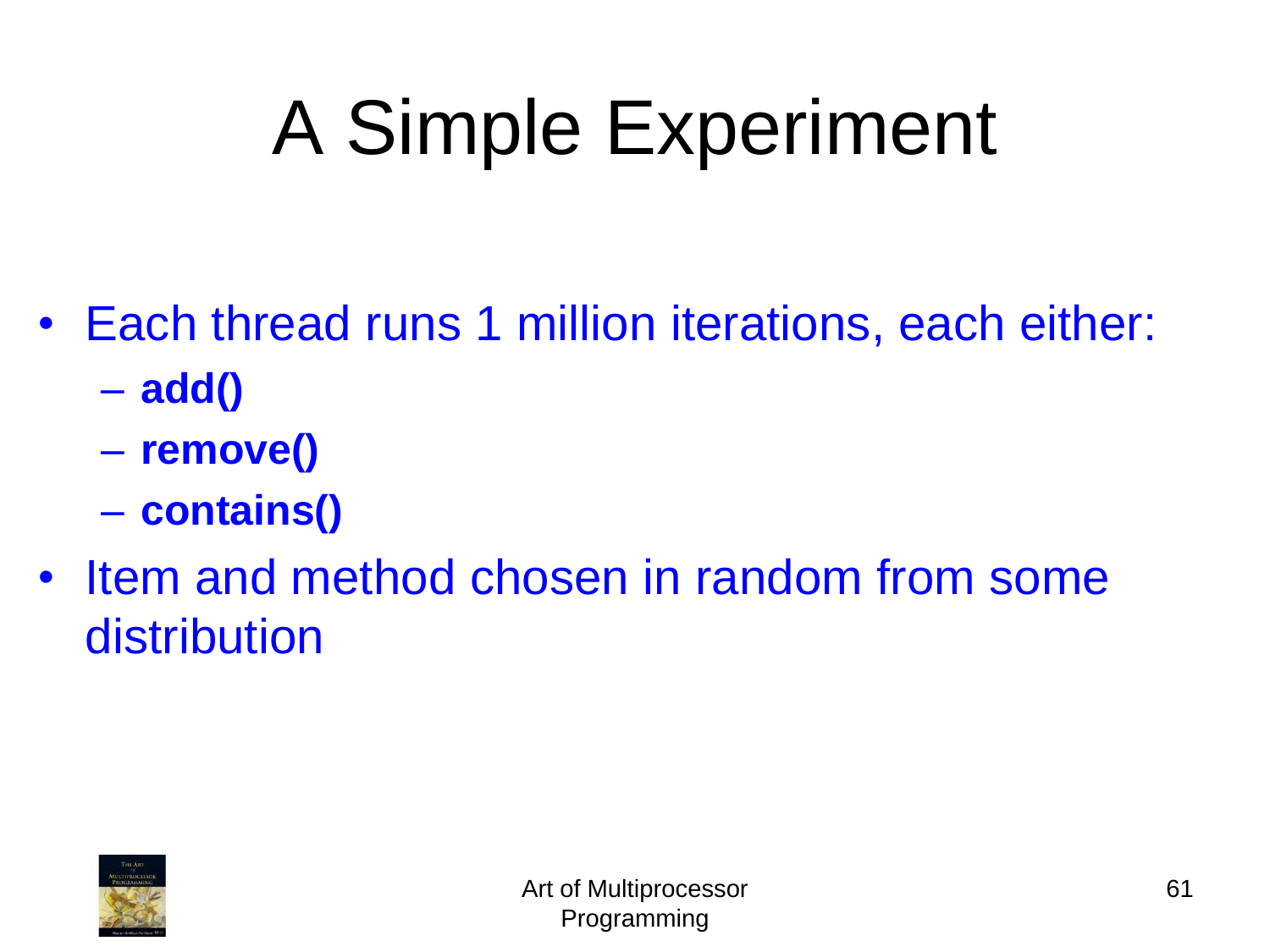# A Simple Experiment

- Each thread runs 1 million iterations, each either:
  - **add()**
  - **remove()**
  - **contains()**
- Item and method chosen in random from some distribution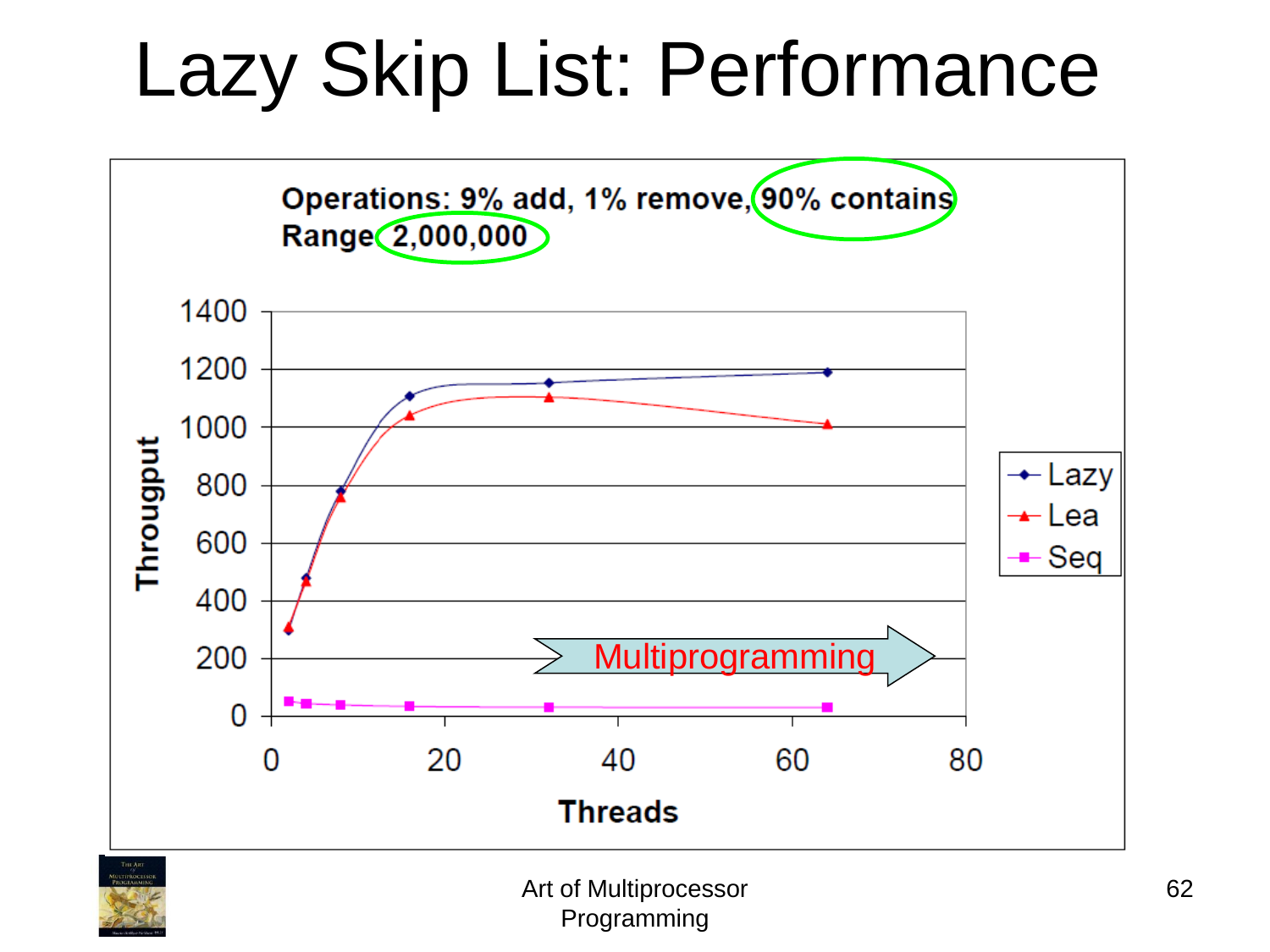# Lazy Skip List: Performance

Operations: 9% add, 1% remove, 90% contains
Range 2,000,000

Througput

Threads

Lazy
Lea
Seq

Multiprogramming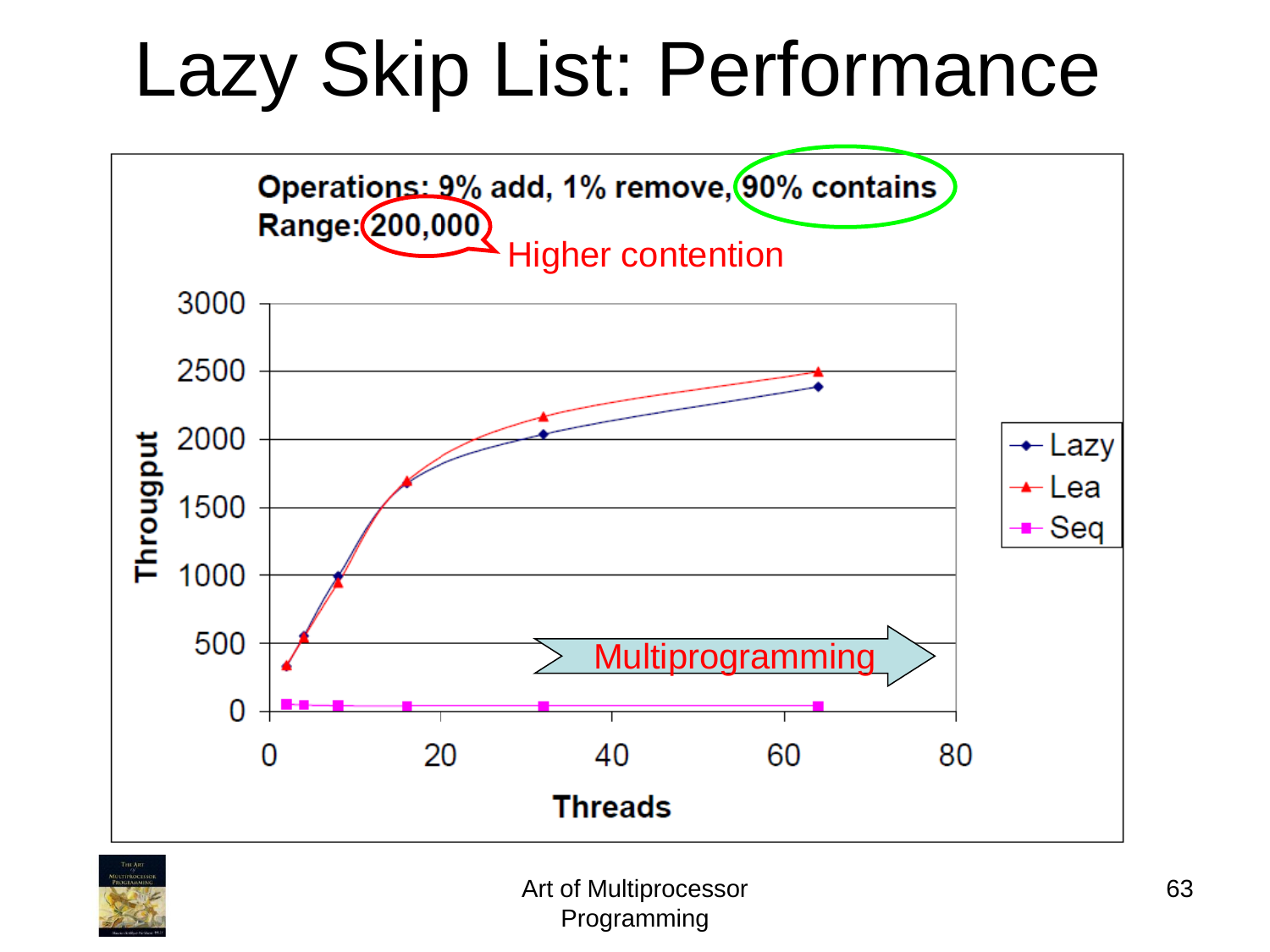# Lazy Skip List: Performance

Operations: 9% add, 1% remove, 90% contains
Range: 200,000

Higher contention

Througput

Threads

Lazy
Lea
Seq

Multiprogramming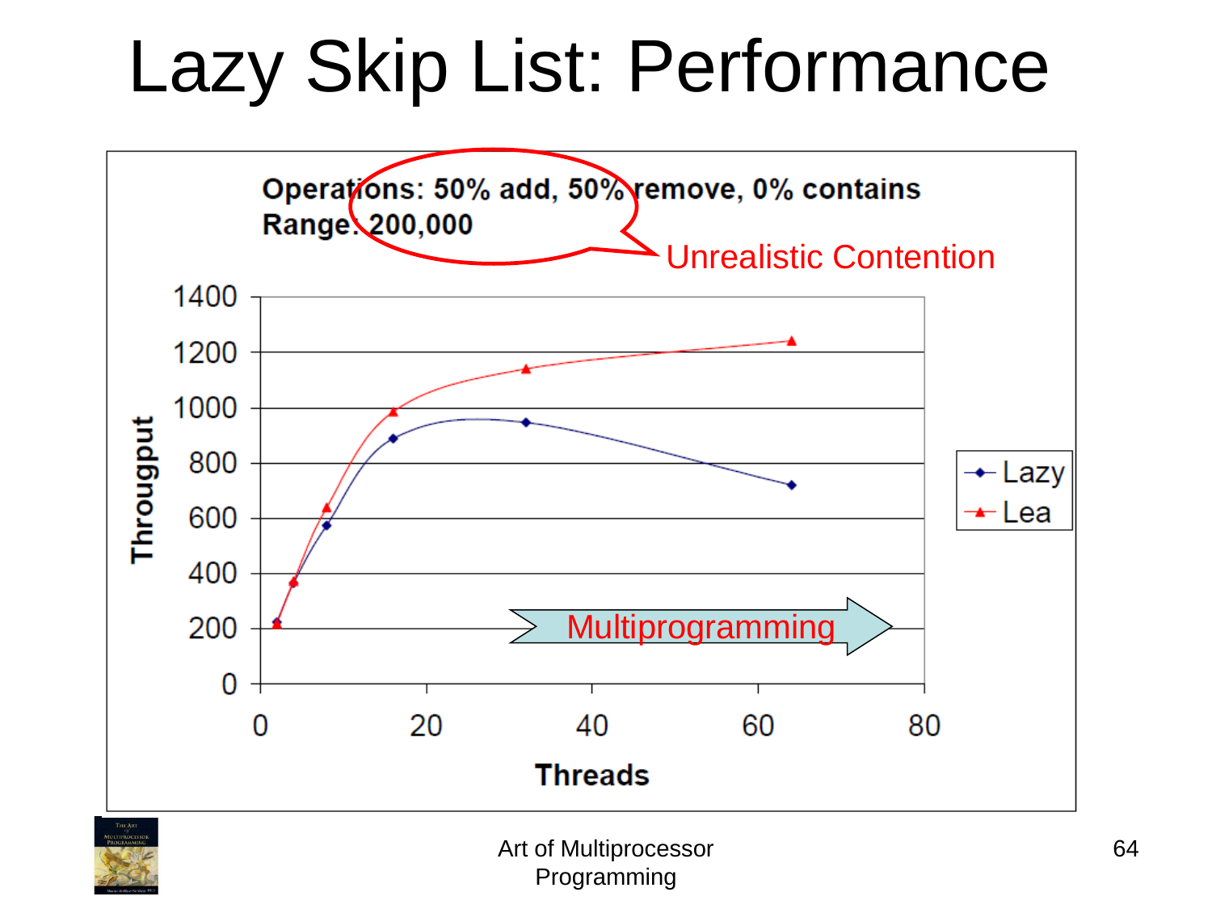# Lazy Skip List: Performance

Operations: 50% add, 50% remove, 0% contains
Range: 200,000

Unrealistic Contention

| Threads | Lazy | Lea |
|---|---|---|
| 2 | ~220 | ~210 |
| 4 | ~360 | ~365 |
| 8 | ~575 | ~640 |
| 16 | ~890 | ~985 |
| 32 | ~950 | ~1140 |
| 64 | ~720 | ~1240 |

Througput (y-axis, 0–1400) vs. Threads (x-axis, 0–80)

Multiprogramming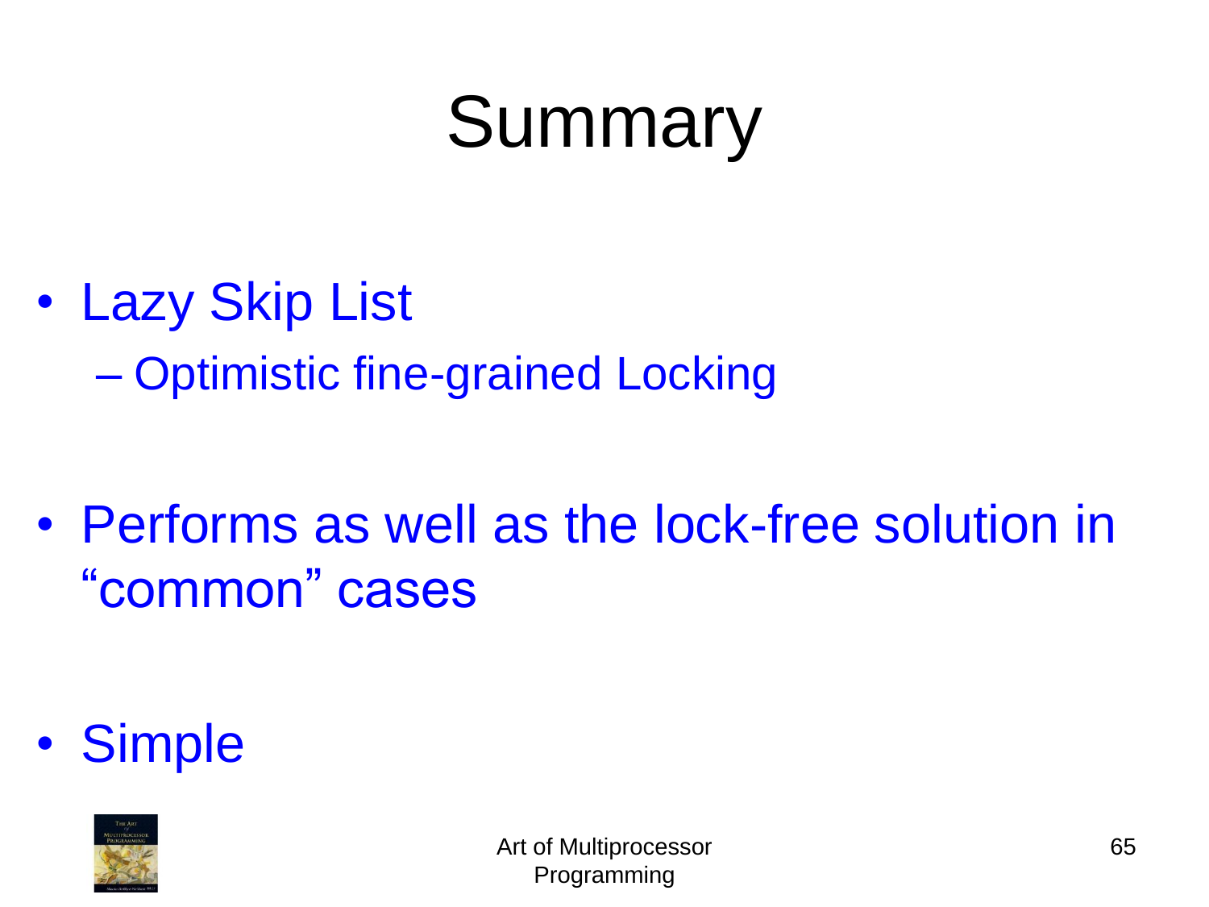# Summary

- Lazy Skip List
  - Optimistic fine-grained Locking
- Performs as well as the lock-free solution in "common" cases
- Simple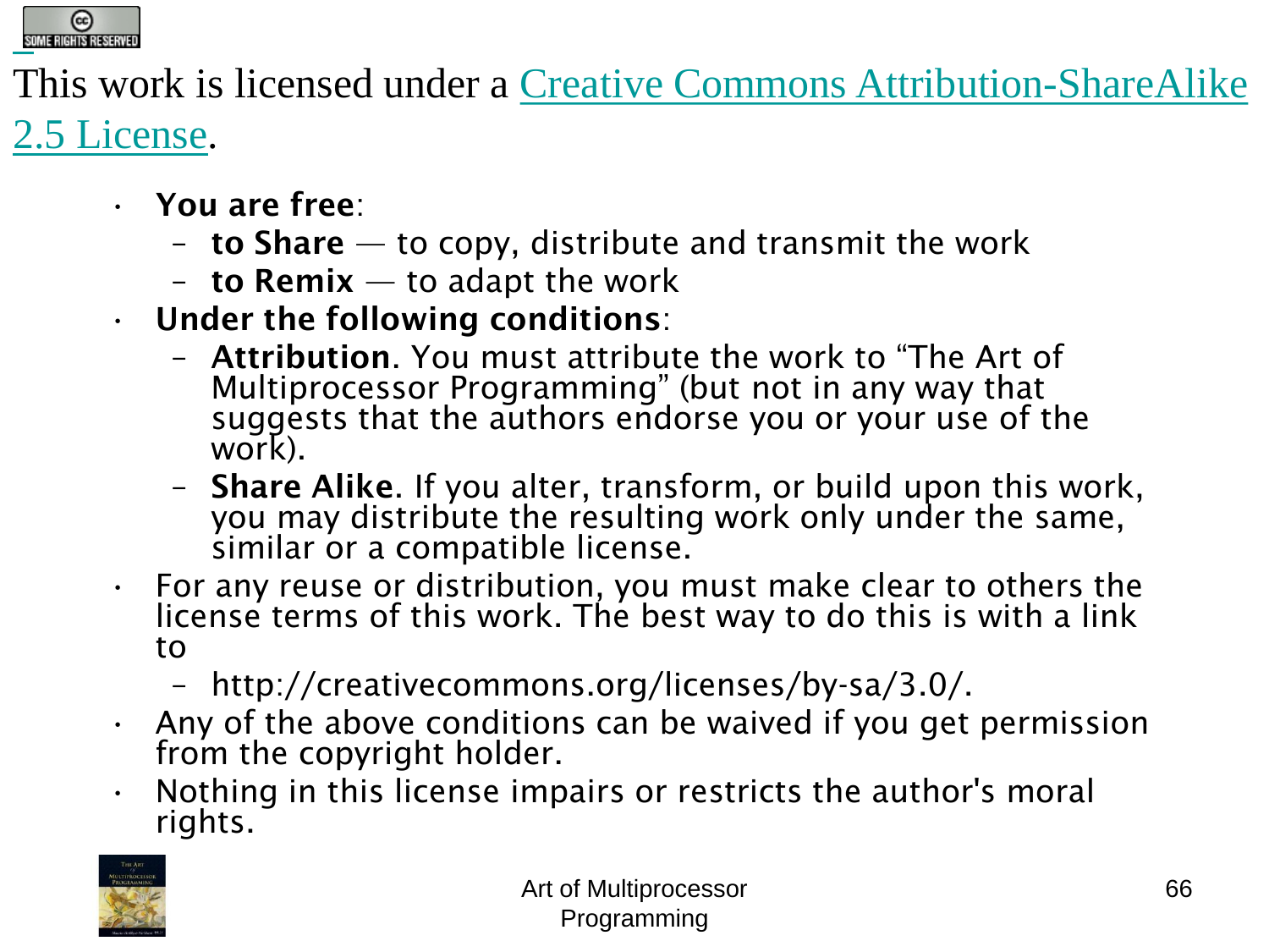This work is licensed under a [Creative Commons Attribution-ShareAlike 2.5 License](http://creativecommons.org/licenses/by-sa/2.5/).

- **You are free**:
  - **to Share** — to copy, distribute and transmit the work
  - **to Remix** — to adapt the work
- **Under the following conditions**:
  - **Attribution**. You must attribute the work to "The Art of Multiprocessor Programming" (but not in any way that suggests that the authors endorse you or your use of the work).
  - **Share Alike**. If you alter, transform, or build upon this work, you may distribute the resulting work only under the same, similar or a compatible license.
- For any reuse or distribution, you must make clear to others the license terms of this work. The best way to do this is with a link to
  - http://creativecommons.org/licenses/by-sa/3.0/.
- Any of the above conditions can be waived if you get permission from the copyright holder.
- Nothing in this license impairs or restricts the author's moral rights.